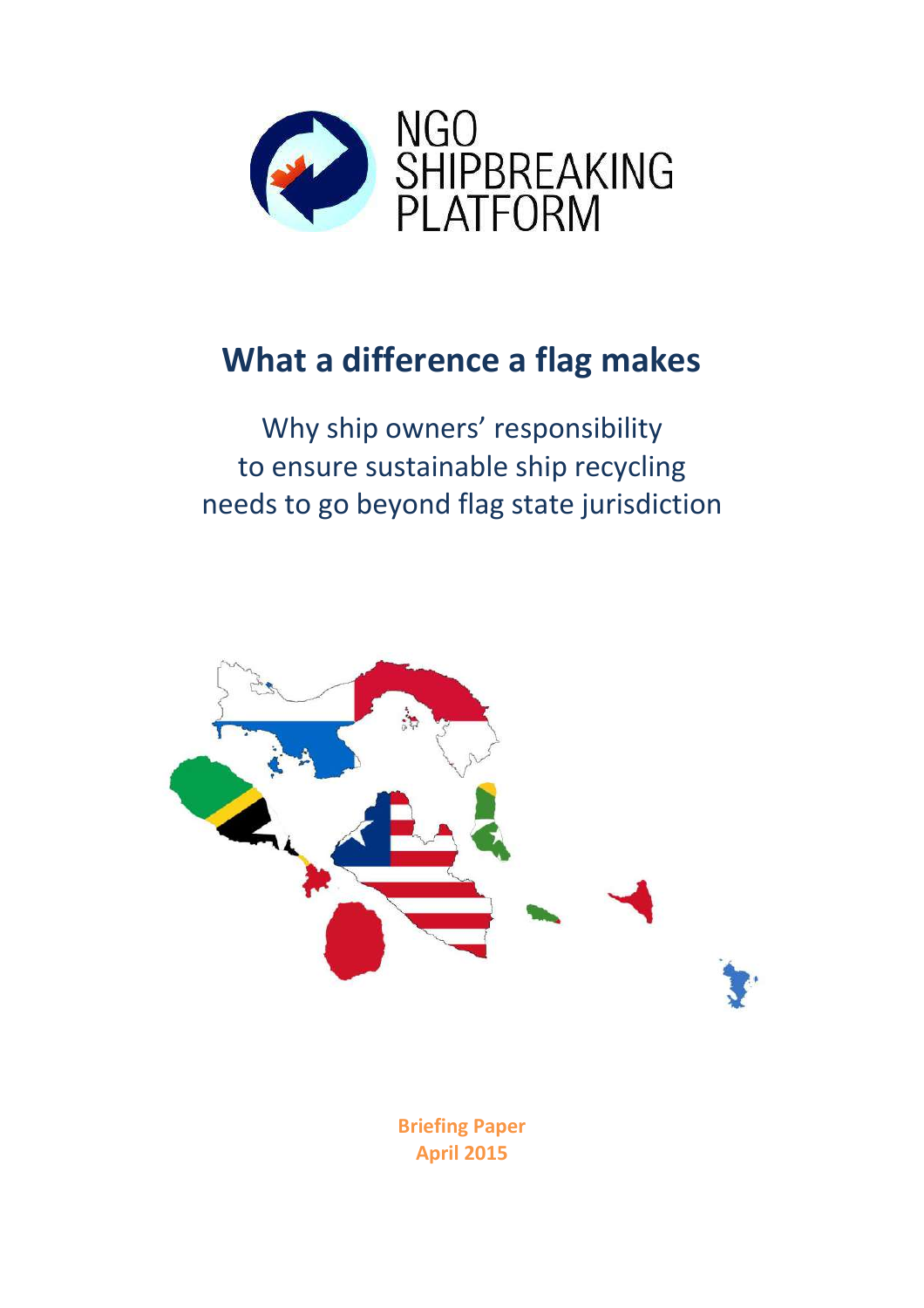NGO SHIPBREAKING PLATFORM

# What a difference a flag makes

Why ship owners' responsibility to ensure sustainable ship recycling needs to go beyond flag state jurisdiction

**Briefing Paper**
**April 2015**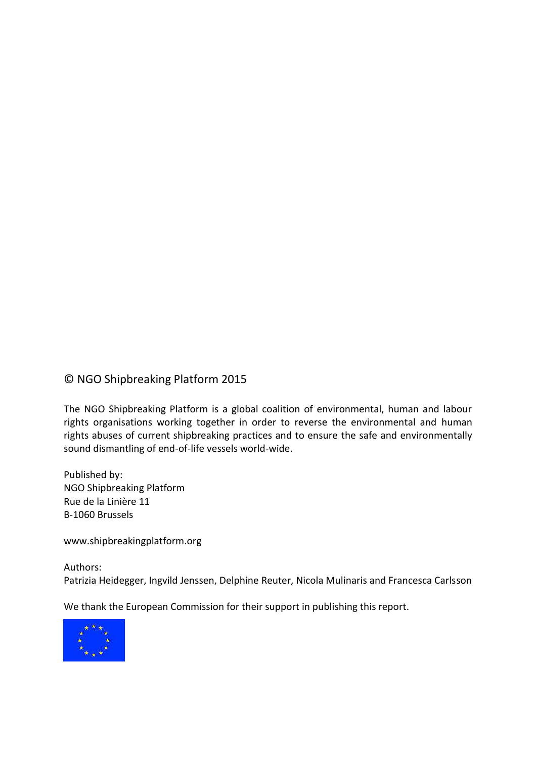© NGO Shipbreaking Platform 2015

The NGO Shipbreaking Platform is a global coalition of environmental, human and labour rights organisations working together in order to reverse the environmental and human rights abuses of current shipbreaking practices and to ensure the safe and environmentally sound dismantling of end-of-life vessels world-wide.

Published by:
NGO Shipbreaking Platform
Rue de la Linière 11
B-1060 Brussels

www.shipbreakingplatform.org

Authors:
Patrizia Heidegger, Ingvild Jenssen, Delphine Reuter, Nicola Mulinaris and Francesca Carlsson

We thank the European Commission for their support in publishing this report.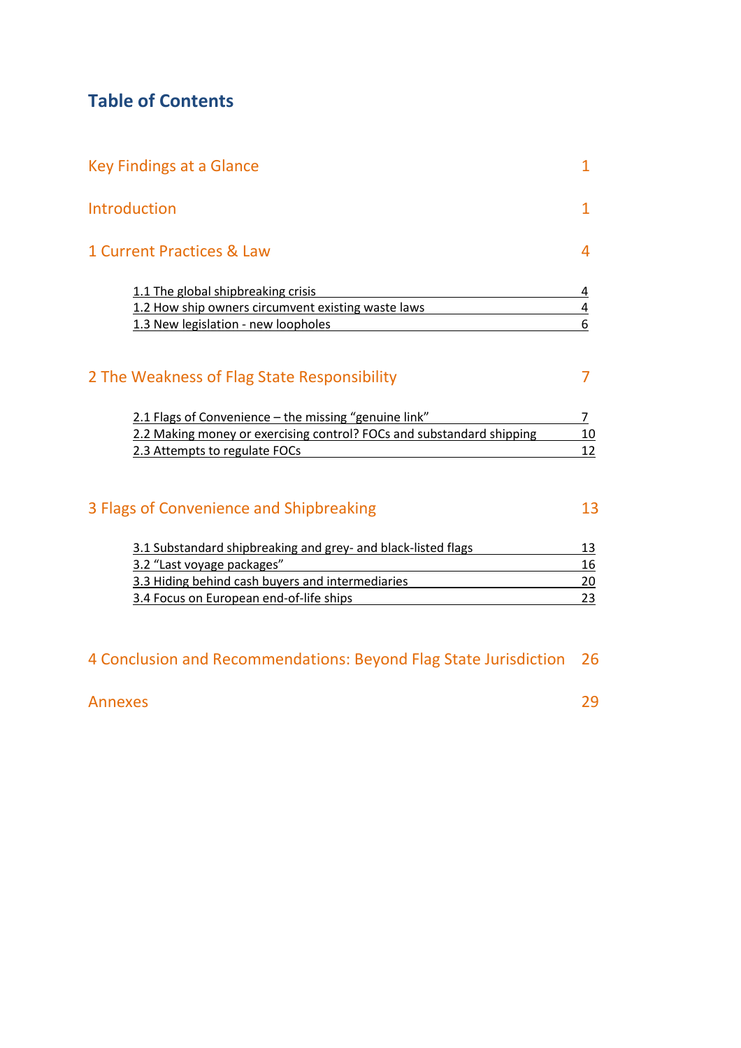# Table of Contents

| | |
|---|---|
| Key Findings at a Glance | 1 |
| Introduction | 1 |
| 1 Current Practices & Law | 4 |
| 1.1 The global shipbreaking crisis | 4 |
| 1.2 How ship owners circumvent existing waste laws | 4 |
| 1.3 New legislation - new loopholes | 6 |
| 2 The Weakness of Flag State Responsibility | 7 |
| 2.1 Flags of Convenience – the missing "genuine link" | 7 |
| 2.2 Making money or exercising control? FOCs and substandard shipping | 10 |
| 2.3 Attempts to regulate FOCs | 12 |
| 3 Flags of Convenience and Shipbreaking | 13 |
| 3.1 Substandard shipbreaking and grey- and black-listed flags | 13 |
| 3.2 "Last voyage packages" | 16 |
| 3.3 Hiding behind cash buyers and intermediaries | 20 |
| 3.4 Focus on European end-of-life ships | 23 |
| 4 Conclusion and Recommendations: Beyond Flag State Jurisdiction | 26 |
| Annexes | 29 |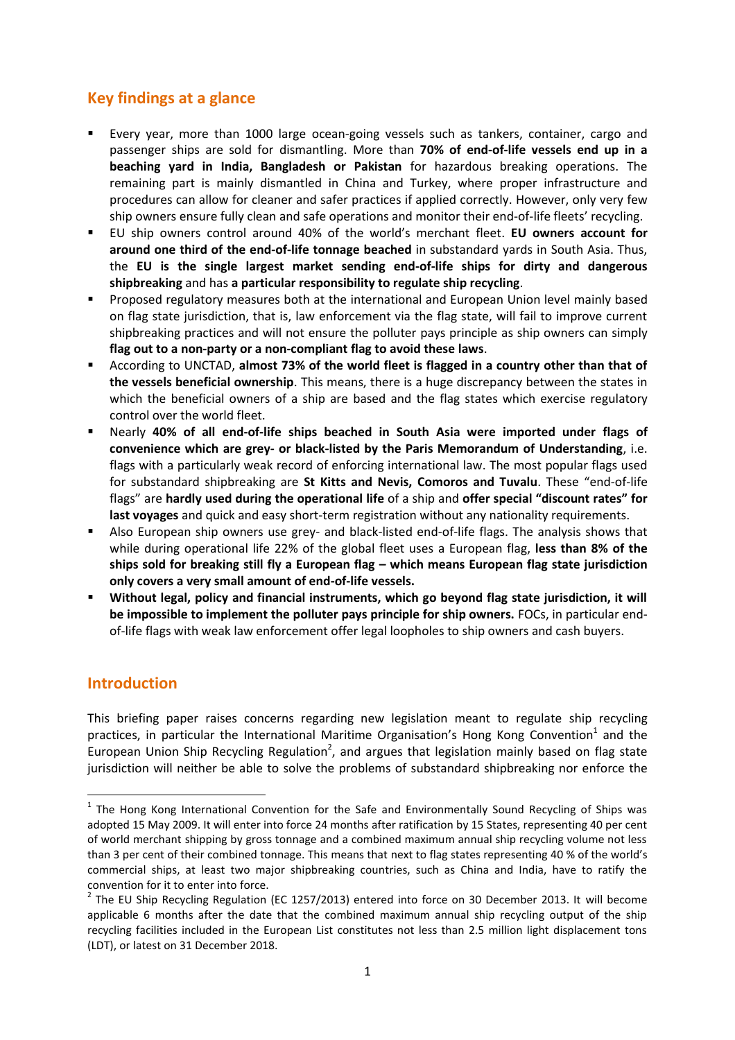## Key findings at a glance

- Every year, more than 1000 large ocean-going vessels such as tankers, container, cargo and passenger ships are sold for dismantling. More than **70% of end-of-life vessels end up in a beaching yard in India, Bangladesh or Pakistan** for hazardous breaking operations. The remaining part is mainly dismantled in China and Turkey, where proper infrastructure and procedures can allow for cleaner and safer practices if applied correctly. However, only very few ship owners ensure fully clean and safe operations and monitor their end-of-life fleets' recycling.
- EU ship owners control around 40% of the world's merchant fleet. **EU owners account for around one third of the end-of-life tonnage beached** in substandard yards in South Asia. Thus, the **EU is the single largest market sending end-of-life ships for dirty and dangerous shipbreaking** and has **a particular responsibility to regulate ship recycling**.
- Proposed regulatory measures both at the international and European Union level mainly based on flag state jurisdiction, that is, law enforcement via the flag state, will fail to improve current shipbreaking practices and will not ensure the polluter pays principle as ship owners can simply **flag out to a non-party or a non-compliant flag to avoid these laws**.
- According to UNCTAD, **almost 73% of the world fleet is flagged in a country other than that of the vessels beneficial ownership**. This means, there is a huge discrepancy between the states in which the beneficial owners of a ship are based and the flag states which exercise regulatory control over the world fleet.
- Nearly **40% of all end-of-life ships beached in South Asia were imported under flags of convenience which are grey- or black-listed by the Paris Memorandum of Understanding**, i.e. flags with a particularly weak record of enforcing international law. The most popular flags used for substandard shipbreaking are **St Kitts and Nevis, Comoros and Tuvalu**. These "end-of-life flags" are **hardly used during the operational life** of a ship and **offer special "discount rates" for last voyages** and quick and easy short-term registration without any nationality requirements.
- Also European ship owners use grey- and black-listed end-of-life flags. The analysis shows that while during operational life 22% of the global fleet uses a European flag, **less than 8% of the ships sold for breaking still fly a European flag – which means European flag state jurisdiction only covers a very small amount of end-of-life vessels.**
- **Without legal, policy and financial instruments, which go beyond flag state jurisdiction, it will be impossible to implement the polluter pays principle for ship owners.** FOCs, in particular end-of-life flags with weak law enforcement offer legal loopholes to ship owners and cash buyers.

## Introduction

This briefing paper raises concerns regarding new legislation meant to regulate ship recycling practices, in particular the International Maritime Organisation's Hong Kong Convention[1] and the European Union Ship Recycling Regulation[2], and argues that legislation mainly based on flag state jurisdiction will neither be able to solve the problems of substandard shipbreaking nor enforce the

[1] The Hong Kong International Convention for the Safe and Environmentally Sound Recycling of Ships was adopted 15 May 2009. It will enter into force 24 months after ratification by 15 States, representing 40 per cent of world merchant shipping by gross tonnage and a combined maximum annual ship recycling volume not less than 3 per cent of their combined tonnage. This means that next to flag states representing 40 % of the world's commercial ships, at least two major shipbreaking countries, such as China and India, have to ratify the convention for it to enter into force.

[2] The EU Ship Recycling Regulation (EC 1257/2013) entered into force on 30 December 2013. It will become applicable 6 months after the date that the combined maximum annual ship recycling output of the ship recycling facilities included in the European List constitutes not less than 2.5 million light displacement tons (LDT), or latest on 31 December 2018.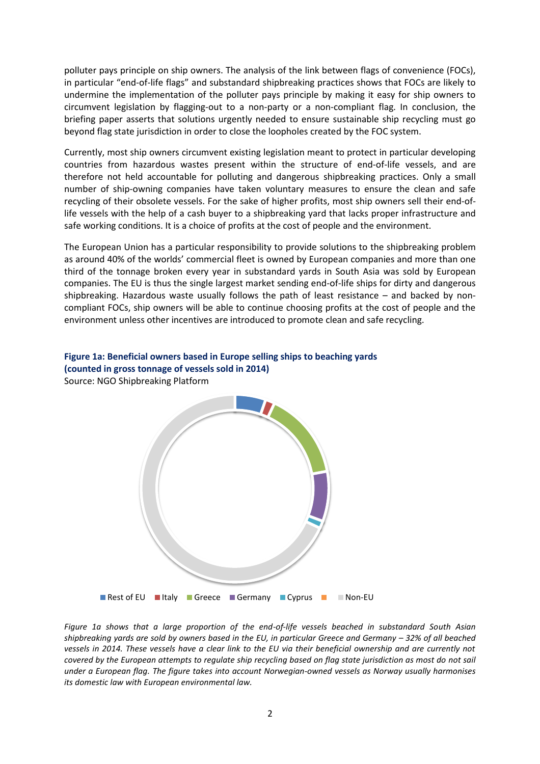polluter pays principle on ship owners. The analysis of the link between flags of convenience (FOCs), in particular "end-of-life flags" and substandard shipbreaking practices shows that FOCs are likely to undermine the implementation of the polluter pays principle by making it easy for ship owners to circumvent legislation by flagging-out to a non-party or a non-compliant flag. In conclusion, the briefing paper asserts that solutions urgently needed to ensure sustainable ship recycling must go beyond flag state jurisdiction in order to close the loopholes created by the FOC system.

Currently, most ship owners circumvent existing legislation meant to protect in particular developing countries from hazardous wastes present within the structure of end-of-life vessels, and are therefore not held accountable for polluting and dangerous shipbreaking practices. Only a small number of ship-owning companies have taken voluntary measures to ensure the clean and safe recycling of their obsolete vessels. For the sake of higher profits, most ship owners sell their end-of-life vessels with the help of a cash buyer to a shipbreaking yard that lacks proper infrastructure and safe working conditions. It is a choice of profits at the cost of people and the environment.

The European Union has a particular responsibility to provide solutions to the shipbreaking problem as around 40% of the worlds' commercial fleet is owned by European companies and more than one third of the tonnage broken every year in substandard yards in South Asia was sold by European companies. The EU is thus the single largest market sending end-of-life ships for dirty and dangerous shipbreaking. Hazardous waste usually follows the path of least resistance – and backed by non-compliant FOCs, ship owners will be able to continue choosing profits at the cost of people and the environment unless other incentives are introduced to promote clean and safe recycling.

**Figure 1a: Beneficial owners based in Europe selling ships to beaching yards (counted in gross tonnage of vessels sold in 2014)**
Source: NGO Shipbreaking Platform

Rest of EU | Italy | Greece | Germany | Cyprus | Non-EU

*Figure 1a shows that a large proportion of the end-of-life vessels beached in substandard South Asian shipbreaking yards are sold by owners based in the EU, in particular Greece and Germany – 32% of all beached vessels in 2014. These vessels have a clear link to the EU via their beneficial ownership and are currently not covered by the European attempts to regulate ship recycling based on flag state jurisdiction as most do not sail under a European flag. The figure takes into account Norwegian-owned vessels as Norway usually harmonises its domestic law with European environmental law.*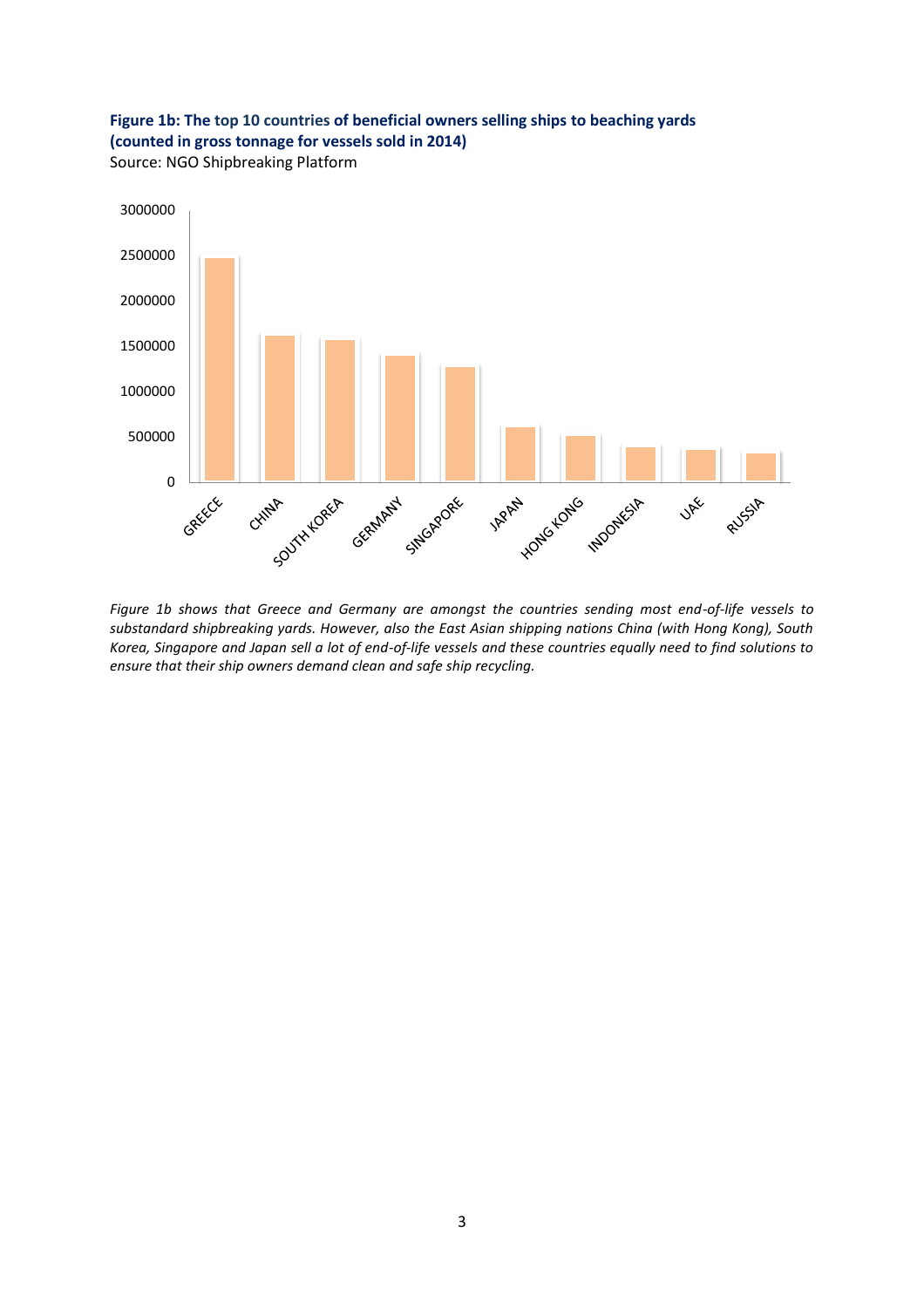**Figure 1b: The top 10 countries of beneficial owners selling ships to beaching yards (counted in gross tonnage for vessels sold in 2014)**

Source: NGO Shipbreaking Platform

*Figure 1b shows that Greece and Germany are amongst the countries sending most end-of-life vessels to substandard shipbreaking yards. However, also the East Asian shipping nations China (with Hong Kong), South Korea, Singapore and Japan sell a lot of end-of-life vessels and these countries equally need to find solutions to ensure that their ship owners demand clean and safe ship recycling.*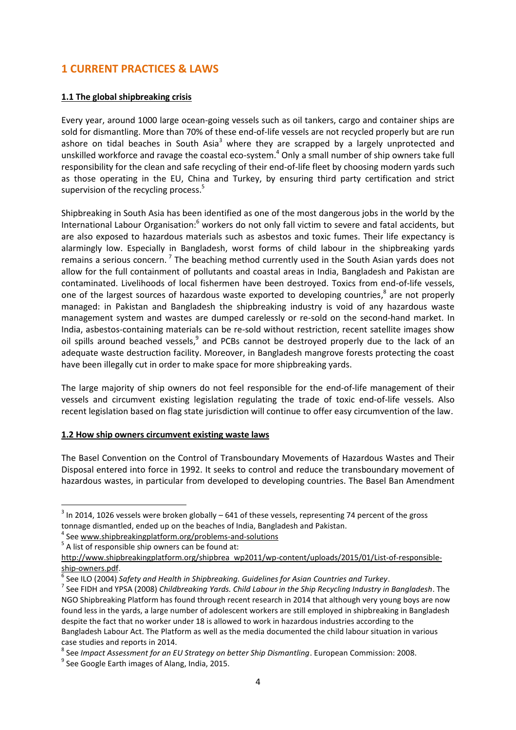# 1 CURRENT PRACTICES & LAWS

**1.1 The global shipbreaking crisis**

Every year, around 1000 large ocean-going vessels such as oil tankers, cargo and container ships are sold for dismantling. More than 70% of these end-of-life vessels are not recycled properly but are run ashore on tidal beaches in South Asia[3] where they are scrapped by a largely unprotected and unskilled workforce and ravage the coastal eco-system.[4] Only a small number of ship owners take full responsibility for the clean and safe recycling of their end-of-life fleet by choosing modern yards such as those operating in the EU, China and Turkey, by ensuring third party certification and strict supervision of the recycling process.[5]

Shipbreaking in South Asia has been identified as one of the most dangerous jobs in the world by the International Labour Organisation:[6] workers do not only fall victim to severe and fatal accidents, but are also exposed to hazardous materials such as asbestos and toxic fumes. Their life expectancy is alarmingly low. Especially in Bangladesh, worst forms of child labour in the shipbreaking yards remains a serious concern.[7] The beaching method currently used in the South Asian yards does not allow for the full containment of pollutants and coastal areas in India, Bangladesh and Pakistan are contaminated. Livelihoods of local fishermen have been destroyed. Toxics from end-of-life vessels, one of the largest sources of hazardous waste exported to developing countries,[8] are not properly managed: in Pakistan and Bangladesh the shipbreaking industry is void of any hazardous waste management system and wastes are dumped carelessly or re-sold on the second-hand market. In India, asbestos-containing materials can be re-sold without restriction, recent satellite images show oil spills around beached vessels,[9] and PCBs cannot be destroyed properly due to the lack of an adequate waste destruction facility. Moreover, in Bangladesh mangrove forests protecting the coast have been illegally cut in order to make space for more shipbreaking yards.

The large majority of ship owners do not feel responsible for the end-of-life management of their vessels and circumvent existing legislation regulating the trade of toxic end-of-life vessels. Also recent legislation based on flag state jurisdiction will continue to offer easy circumvention of the law.

**1.2 How ship owners circumvent existing waste laws**

The Basel Convention on the Control of Transboundary Movements of Hazardous Wastes and Their Disposal entered into force in 1992. It seeks to control and reduce the transboundary movement of hazardous wastes, in particular from developed to developing countries. The Basel Ban Amendment

---

[3] In 2014, 1026 vessels were broken globally – 641 of these vessels, representing 74 percent of the gross tonnage dismantled, ended up on the beaches of India, Bangladesh and Pakistan.

[4] See www.shipbreakingplatform.org/problems-and-solutions

[5] A list of responsible ship owners can be found at: http://www.shipbreakingplatform.org/shipbrea_wp2011/wp-content/uploads/2015/01/List-of-responsible-ship-owners.pdf.

[6] See ILO (2004) *Safety and Health in Shipbreaking. Guidelines for Asian Countries and Turkey*.

[7] See FIDH and YPSA (2008) *Childbreaking Yards. Child Labour in the Ship Recycling Industry in Bangladesh*. The NGO Shipbreaking Platform has found through recent research in 2014 that although very young boys are now found less in the yards, a large number of adolescent workers are still employed in shipbreaking in Bangladesh despite the fact that no worker under 18 is allowed to work in hazardous industries according to the Bangladesh Labour Act. The Platform as well as the media documented the child labour situation in various case studies and reports in 2014.

[8] See *Impact Assessment for an EU Strategy on better Ship Dismantling*. European Commission: 2008.

[9] See Google Earth images of Alang, India, 2015.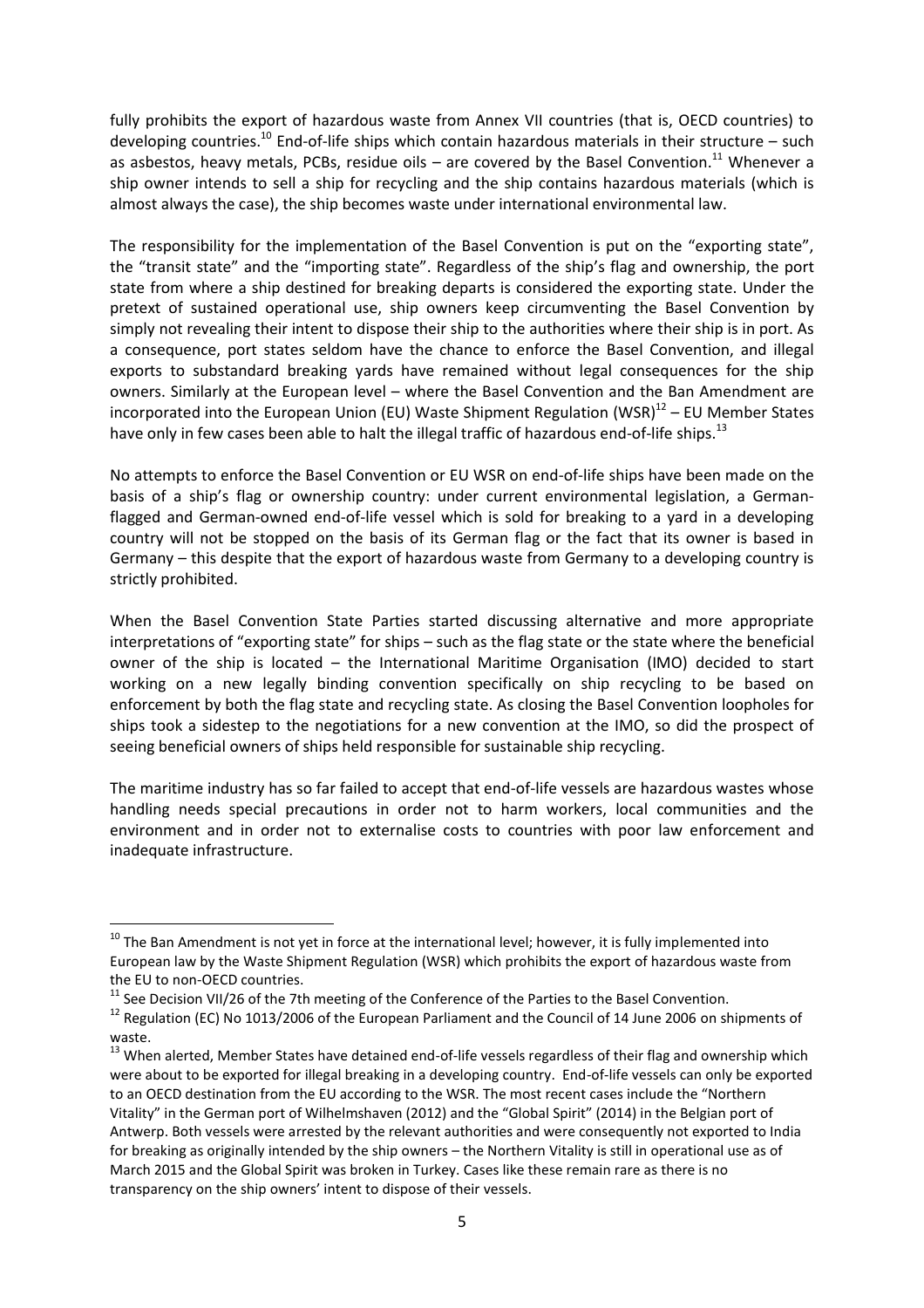fully prohibits the export of hazardous waste from Annex VII countries (that is, OECD countries) to developing countries.[10] End-of-life ships which contain hazardous materials in their structure – such as asbestos, heavy metals, PCBs, residue oils – are covered by the Basel Convention.[11] Whenever a ship owner intends to sell a ship for recycling and the ship contains hazardous materials (which is almost always the case), the ship becomes waste under international environmental law.

The responsibility for the implementation of the Basel Convention is put on the "exporting state", the "transit state" and the "importing state". Regardless of the ship's flag and ownership, the port state from where a ship destined for breaking departs is considered the exporting state. Under the pretext of sustained operational use, ship owners keep circumventing the Basel Convention by simply not revealing their intent to dispose their ship to the authorities where their ship is in port. As a consequence, port states seldom have the chance to enforce the Basel Convention, and illegal exports to substandard breaking yards have remained without legal consequences for the ship owners. Similarly at the European level – where the Basel Convention and the Ban Amendment are incorporated into the European Union (EU) Waste Shipment Regulation (WSR)[12] – EU Member States have only in few cases been able to halt the illegal traffic of hazardous end-of-life ships.[13]

No attempts to enforce the Basel Convention or EU WSR on end-of-life ships have been made on the basis of a ship's flag or ownership country: under current environmental legislation, a German-flagged and German-owned end-of-life vessel which is sold for breaking to a yard in a developing country will not be stopped on the basis of its German flag or the fact that its owner is based in Germany – this despite that the export of hazardous waste from Germany to a developing country is strictly prohibited.

When the Basel Convention State Parties started discussing alternative and more appropriate interpretations of "exporting state" for ships – such as the flag state or the state where the beneficial owner of the ship is located – the International Maritime Organisation (IMO) decided to start working on a new legally binding convention specifically on ship recycling to be based on enforcement by both the flag state and recycling state. As closing the Basel Convention loopholes for ships took a sidestep to the negotiations for a new convention at the IMO, so did the prospect of seeing beneficial owners of ships held responsible for sustainable ship recycling.

The maritime industry has so far failed to accept that end-of-life vessels are hazardous wastes whose handling needs special precautions in order not to harm workers, local communities and the environment and in order not to externalise costs to countries with poor law enforcement and inadequate infrastructure.

---

[10] The Ban Amendment is not yet in force at the international level; however, it is fully implemented into European law by the Waste Shipment Regulation (WSR) which prohibits the export of hazardous waste from the EU to non-OECD countries.

[11] See Decision VII/26 of the 7th meeting of the Conference of the Parties to the Basel Convention.

[12] Regulation (EC) No 1013/2006 of the European Parliament and the Council of 14 June 2006 on shipments of waste.

[13] When alerted, Member States have detained end-of-life vessels regardless of their flag and ownership which were about to be exported for illegal breaking in a developing country. End-of-life vessels can only be exported to an OECD destination from the EU according to the WSR. The most recent cases include the "Northern Vitality" in the German port of Wilhelmshaven (2012) and the "Global Spirit" (2014) in the Belgian port of Antwerp. Both vessels were arrested by the relevant authorities and were consequently not exported to India for breaking as originally intended by the ship owners – the Northern Vitality is still in operational use as of March 2015 and the Global Spirit was broken in Turkey. Cases like these remain rare as there is no transparency on the ship owners' intent to dispose of their vessels.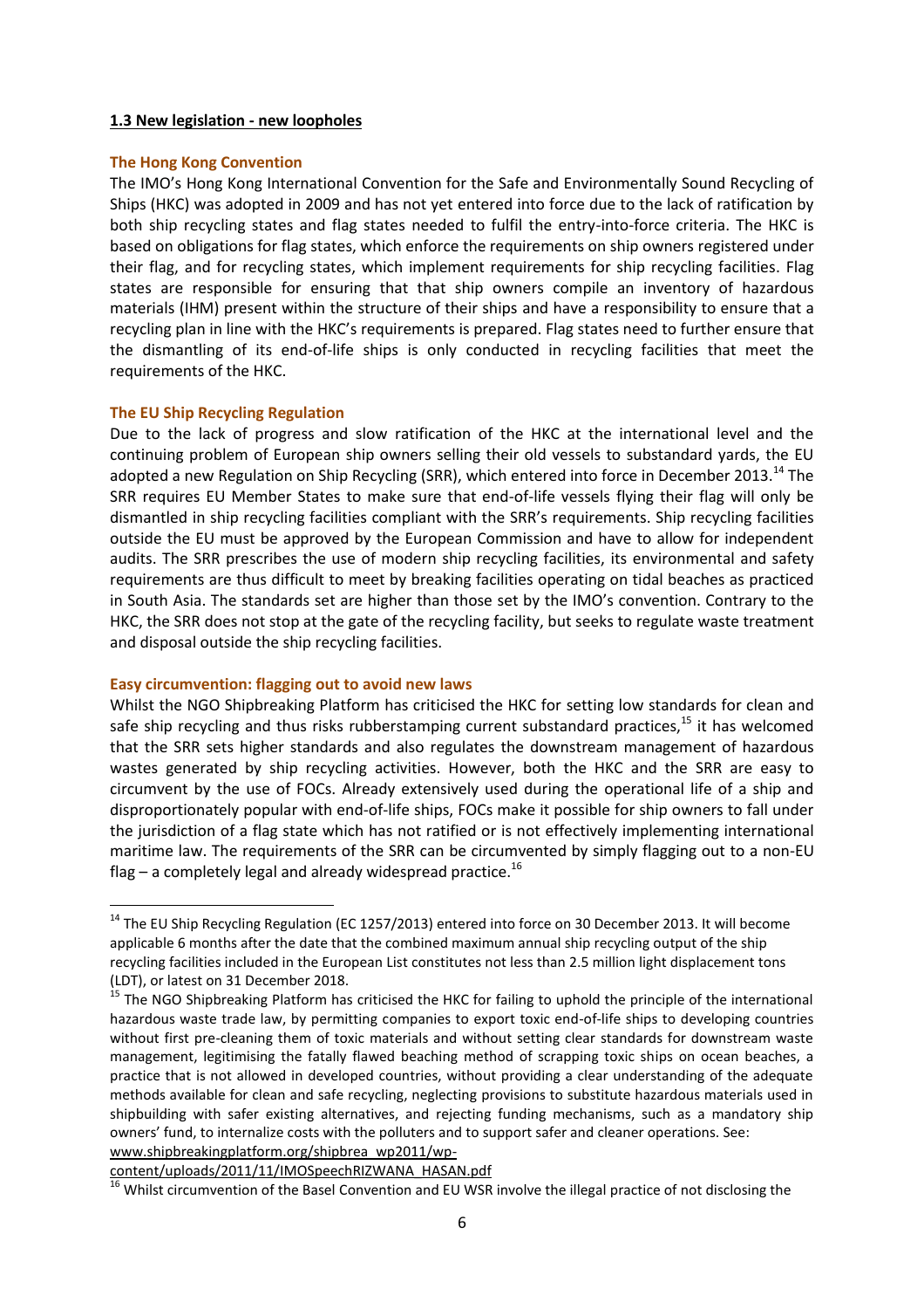**1.3 New legislation - new loopholes**

**The Hong Kong Convention**

The IMO's Hong Kong International Convention for the Safe and Environmentally Sound Recycling of Ships (HKC) was adopted in 2009 and has not yet entered into force due to the lack of ratification by both ship recycling states and flag states needed to fulfil the entry-into-force criteria. The HKC is based on obligations for flag states, which enforce the requirements on ship owners registered under their flag, and for recycling states, which implement requirements for ship recycling facilities. Flag states are responsible for ensuring that that ship owners compile an inventory of hazardous materials (IHM) present within the structure of their ships and have a responsibility to ensure that a recycling plan in line with the HKC's requirements is prepared. Flag states need to further ensure that the dismantling of its end-of-life ships is only conducted in recycling facilities that meet the requirements of the HKC.

**The EU Ship Recycling Regulation**

Due to the lack of progress and slow ratification of the HKC at the international level and the continuing problem of European ship owners selling their old vessels to substandard yards, the EU adopted a new Regulation on Ship Recycling (SRR), which entered into force in December 2013.[14] The SRR requires EU Member States to make sure that end-of-life vessels flying their flag will only be dismantled in ship recycling facilities compliant with the SRR's requirements. Ship recycling facilities outside the EU must be approved by the European Commission and have to allow for independent audits. The SRR prescribes the use of modern ship recycling facilities, its environmental and safety requirements are thus difficult to meet by breaking facilities operating on tidal beaches as practiced in South Asia. The standards set are higher than those set by the IMO's convention. Contrary to the HKC, the SRR does not stop at the gate of the recycling facility, but seeks to regulate waste treatment and disposal outside the ship recycling facilities.

**Easy circumvention: flagging out to avoid new laws**

Whilst the NGO Shipbreaking Platform has criticised the HKC for setting low standards for clean and safe ship recycling and thus risks rubberstamping current substandard practices,[15] it has welcomed that the SRR sets higher standards and also regulates the downstream management of hazardous wastes generated by ship recycling activities. However, both the HKC and the SRR are easy to circumvent by the use of FOCs. Already extensively used during the operational life of a ship and disproportionately popular with end-of-life ships, FOCs make it possible for ship owners to fall under the jurisdiction of a flag state which has not ratified or is not effectively implementing international maritime law. The requirements of the SRR can be circumvented by simply flagging out to a non-EU flag – a completely legal and already widespread practice.[16]

---

[14] The EU Ship Recycling Regulation (EC 1257/2013) entered into force on 30 December 2013. It will become applicable 6 months after the date that the combined maximum annual ship recycling output of the ship recycling facilities included in the European List constitutes not less than 2.5 million light displacement tons (LDT), or latest on 31 December 2018.

[15] The NGO Shipbreaking Platform has criticised the HKC for failing to uphold the principle of the international hazardous waste trade law, by permitting companies to export toxic end-of-life ships to developing countries without first pre-cleaning them of toxic materials and without setting clear standards for downstream waste management, legitimising the fatally flawed beaching method of scrapping toxic ships on ocean beaches, a practice that is not allowed in developed countries, without providing a clear understanding of the adequate methods available for clean and safe recycling, neglecting provisions to substitute hazardous materials used in shipbuilding with safer existing alternatives, and rejecting funding mechanisms, such as a mandatory ship owners' fund, to internalize costs with the polluters and to support safer and cleaner operations. See: www.shipbreakingplatform.org/shipbrea_wp2011/wp-content/uploads/2011/11/IMOSpeechRIZWANA_HASAN.pdf

[16] Whilst circumvention of the Basel Convention and EU WSR involve the illegal practice of not disclosing the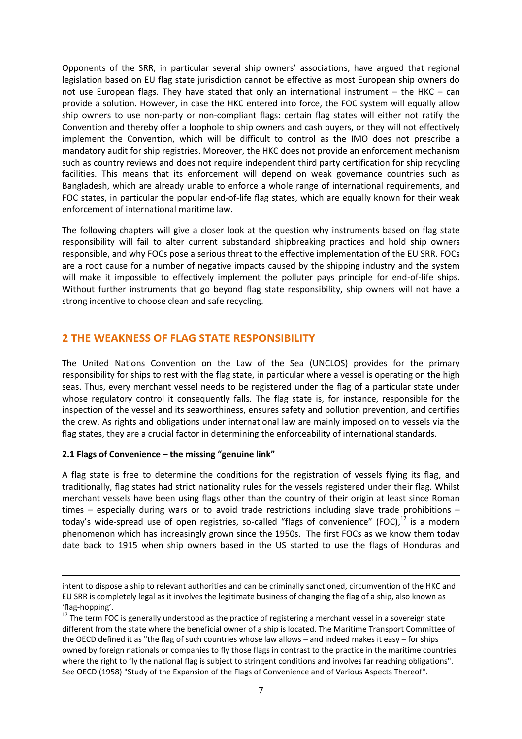Opponents of the SRR, in particular several ship owners' associations, have argued that regional legislation based on EU flag state jurisdiction cannot be effective as most European ship owners do not use European flags. They have stated that only an international instrument – the HKC – can provide a solution. However, in case the HKC entered into force, the FOC system will equally allow ship owners to use non-party or non-compliant flags: certain flag states will either not ratify the Convention and thereby offer a loophole to ship owners and cash buyers, or they will not effectively implement the Convention, which will be difficult to control as the IMO does not prescribe a mandatory audit for ship registries. Moreover, the HKC does not provide an enforcement mechanism such as country reviews and does not require independent third party certification for ship recycling facilities. This means that its enforcement will depend on weak governance countries such as Bangladesh, which are already unable to enforce a whole range of international requirements, and FOC states, in particular the popular end-of-life flag states, which are equally known for their weak enforcement of international maritime law.

The following chapters will give a closer look at the question why instruments based on flag state responsibility will fail to alter current substandard shipbreaking practices and hold ship owners responsible, and why FOCs pose a serious threat to the effective implementation of the EU SRR. FOCs are a root cause for a number of negative impacts caused by the shipping industry and the system will make it impossible to effectively implement the polluter pays principle for end-of-life ships. Without further instruments that go beyond flag state responsibility, ship owners will not have a strong incentive to choose clean and safe recycling.

## 2 THE WEAKNESS OF FLAG STATE RESPONSIBILITY

The United Nations Convention on the Law of the Sea (UNCLOS) provides for the primary responsibility for ships to rest with the flag state, in particular where a vessel is operating on the high seas. Thus, every merchant vessel needs to be registered under the flag of a particular state under whose regulatory control it consequently falls. The flag state is, for instance, responsible for the inspection of the vessel and its seaworthiness, ensures safety and pollution prevention, and certifies the crew. As rights and obligations under international law are mainly imposed on to vessels via the flag states, they are a crucial factor in determining the enforceability of international standards.

### 2.1 Flags of Convenience – the missing "genuine link"

A flag state is free to determine the conditions for the registration of vessels flying its flag, and traditionally, flag states had strict nationality rules for the vessels registered under their flag. Whilst merchant vessels have been using flags other than the country of their origin at least since Roman times – especially during wars or to avoid trade restrictions including slave trade prohibitions – today's wide-spread use of open registries, so-called "flags of convenience" (FOC),[17] is a modern phenomenon which has increasingly grown since the 1950s. The first FOCs as we know them today date back to 1915 when ship owners based in the US started to use the flags of Honduras and

---

intent to dispose a ship to relevant authorities and can be criminally sanctioned, circumvention of the HKC and EU SRR is completely legal as it involves the legitimate business of changing the flag of a ship, also known as 'flag-hopping'.

[17] The term FOC is generally understood as the practice of registering a merchant vessel in a sovereign state different from the state where the beneficial owner of a ship is located. The Maritime Transport Committee of the OECD defined it as "the flag of such countries whose law allows – and indeed makes it easy – for ships owned by foreign nationals or companies to fly those flags in contrast to the practice in the maritime countries where the right to fly the national flag is subject to stringent conditions and involves far reaching obligations". See OECD (1958) "Study of the Expansion of the Flags of Convenience and of Various Aspects Thereof".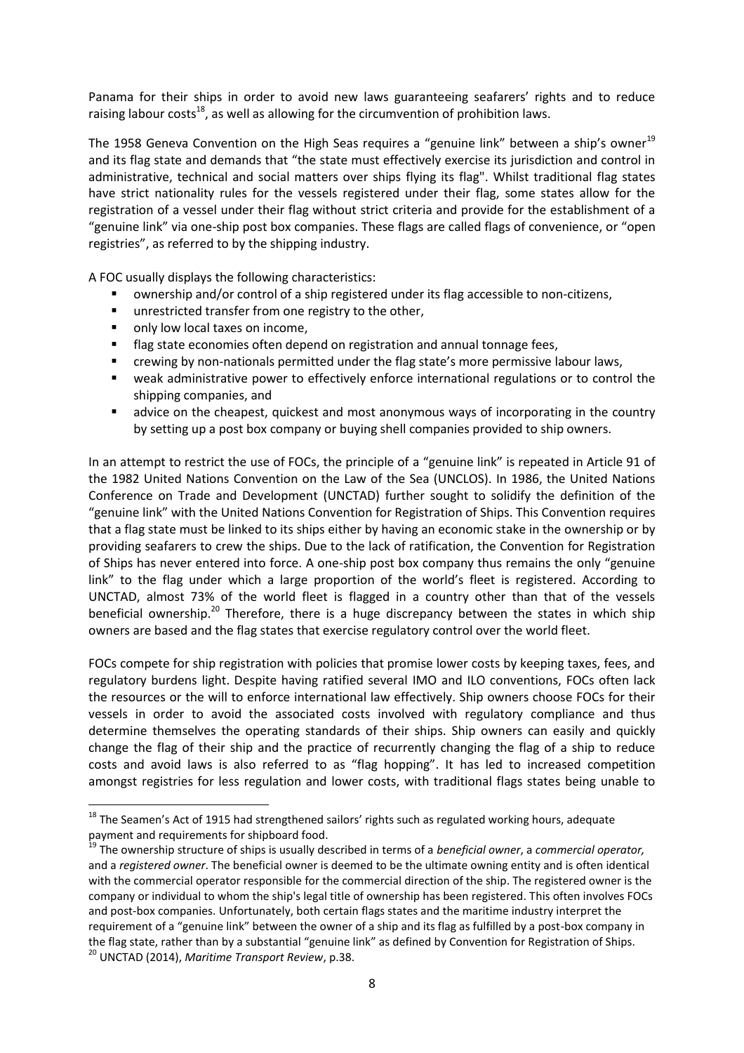Panama for their ships in order to avoid new laws guaranteeing seafarers' rights and to reduce raising labour costs[18], as well as allowing for the circumvention of prohibition laws.

The 1958 Geneva Convention on the High Seas requires a "genuine link" between a ship's owner[19] and its flag state and demands that "the state must effectively exercise its jurisdiction and control in administrative, technical and social matters over ships flying its flag". Whilst traditional flag states have strict nationality rules for the vessels registered under their flag, some states allow for the registration of a vessel under their flag without strict criteria and provide for the establishment of a "genuine link" via one-ship post box companies. These flags are called flags of convenience, or "open registries", as referred to by the shipping industry.

A FOC usually displays the following characteristics:

- ownership and/or control of a ship registered under its flag accessible to non-citizens,
- unrestricted transfer from one registry to the other,
- only low local taxes on income,
- flag state economies often depend on registration and annual tonnage fees,
- crewing by non-nationals permitted under the flag state's more permissive labour laws,
- weak administrative power to effectively enforce international regulations or to control the shipping companies, and
- advice on the cheapest, quickest and most anonymous ways of incorporating in the country by setting up a post box company or buying shell companies provided to ship owners.

In an attempt to restrict the use of FOCs, the principle of a "genuine link" is repeated in Article 91 of the 1982 United Nations Convention on the Law of the Sea (UNCLOS). In 1986, the United Nations Conference on Trade and Development (UNCTAD) further sought to solidify the definition of the "genuine link" with the United Nations Convention for Registration of Ships. This Convention requires that a flag state must be linked to its ships either by having an economic stake in the ownership or by providing seafarers to crew the ships. Due to the lack of ratification, the Convention for Registration of Ships has never entered into force. A one-ship post box company thus remains the only "genuine link" to the flag under which a large proportion of the world's fleet is registered. According to UNCTAD, almost 73% of the world fleet is flagged in a country other than that of the vessels beneficial ownership.[20] Therefore, there is a huge discrepancy between the states in which ship owners are based and the flag states that exercise regulatory control over the world fleet.

FOCs compete for ship registration with policies that promise lower costs by keeping taxes, fees, and regulatory burdens light. Despite having ratified several IMO and ILO conventions, FOCs often lack the resources or the will to enforce international law effectively. Ship owners choose FOCs for their vessels in order to avoid the associated costs involved with regulatory compliance and thus determine themselves the operating standards of their ships. Ship owners can easily and quickly change the flag of their ship and the practice of recurrently changing the flag of a ship to reduce costs and avoid laws is also referred to as "flag hopping". It has led to increased competition amongst registries for less regulation and lower costs, with traditional flags states being unable to

---

[18] The Seamen's Act of 1915 had strengthened sailors' rights such as regulated working hours, adequate payment and requirements for shipboard food.

[19] The ownership structure of ships is usually described in terms of a *beneficial owner*, a *commercial operator,* and a *registered owner*. The beneficial owner is deemed to be the ultimate owning entity and is often identical with the commercial operator responsible for the commercial direction of the ship. The registered owner is the company or individual to whom the ship's legal title of ownership has been registered. This often involves FOCs and post-box companies. Unfortunately, both certain flags states and the maritime industry interpret the requirement of a "genuine link" between the owner of a ship and its flag as fulfilled by a post-box company in the flag state, rather than by a substantial "genuine link" as defined by Convention for Registration of Ships.

[20] UNCTAD (2014), *Maritime Transport Review*, p.38.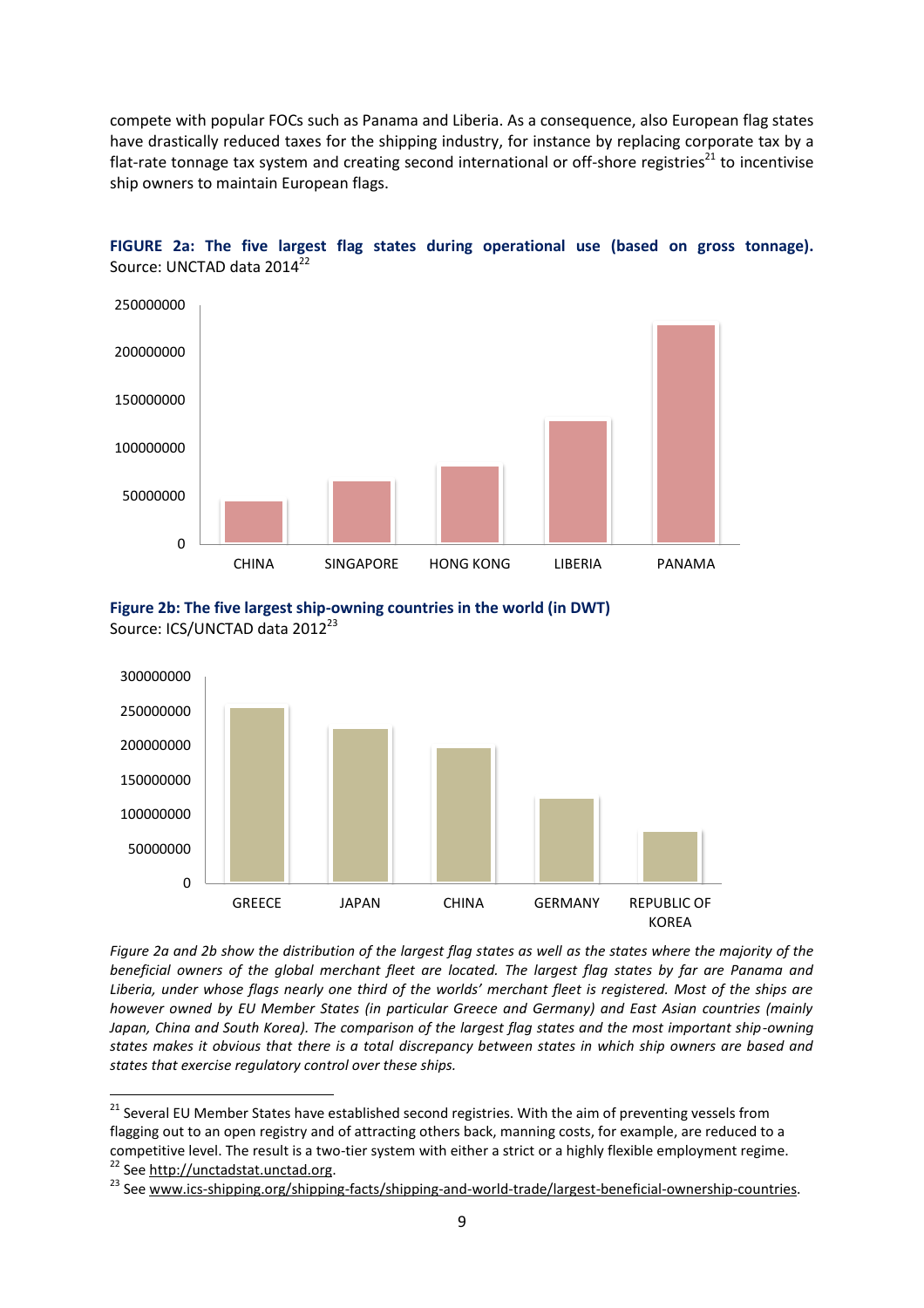compete with popular FOCs such as Panama and Liberia. As a consequence, also European flag states have drastically reduced taxes for the shipping industry, for instance by replacing corporate tax by a flat-rate tonnage tax system and creating second international or off-shore registries[21] to incentivise ship owners to maintain European flags.

**FIGURE 2a: The five largest flag states during operational use (based on gross tonnage).**
Source: UNCTAD data 2014[22]

**Figure 2b: The five largest ship-owning countries in the world (in DWT)**
Source: ICS/UNCTAD data 2012[23]

*Figure 2a and 2b show the distribution of the largest flag states as well as the states where the majority of the beneficial owners of the global merchant fleet are located. The largest flag states by far are Panama and Liberia, under whose flags nearly one third of the worlds' merchant fleet is registered. Most of the ships are however owned by EU Member States (in particular Greece and Germany) and East Asian countries (mainly Japan, China and South Korea). The comparison of the largest flag states and the most important ship-owning states makes it obvious that there is a total discrepancy between states in which ship owners are based and states that exercise regulatory control over these ships.*

---

[21] Several EU Member States have established second registries. With the aim of preventing vessels from flagging out to an open registry and of attracting others back, manning costs, for example, are reduced to a competitive level. The result is a two-tier system with either a strict or a highly flexible employment regime.

[22] See http://unctadstat.unctad.org.

[23] See www.ics-shipping.org/shipping-facts/shipping-and-world-trade/largest-beneficial-ownership-countries.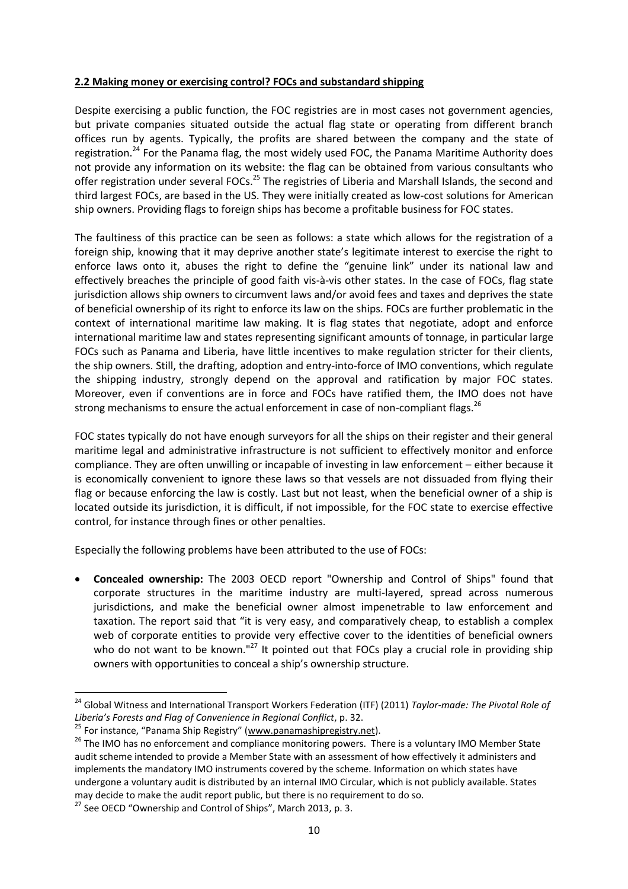## 2.2 Making money or exercising control? FOCs and substandard shipping

Despite exercising a public function, the FOC registries are in most cases not government agencies, but private companies situated outside the actual flag state or operating from different branch offices run by agents. Typically, the profits are shared between the company and the state of registration.[24] For the Panama flag, the most widely used FOC, the Panama Maritime Authority does not provide any information on its website: the flag can be obtained from various consultants who offer registration under several FOCs.[25] The registries of Liberia and Marshall Islands, the second and third largest FOCs, are based in the US. They were initially created as low-cost solutions for American ship owners. Providing flags to foreign ships has become a profitable business for FOC states.

The faultiness of this practice can be seen as follows: a state which allows for the registration of a foreign ship, knowing that it may deprive another state's legitimate interest to exercise the right to enforce laws onto it, abuses the right to define the "genuine link" under its national law and effectively breaches the principle of good faith vis-à-vis other states. In the case of FOCs, flag state jurisdiction allows ship owners to circumvent laws and/or avoid fees and taxes and deprives the state of beneficial ownership of its right to enforce its law on the ships. FOCs are further problematic in the context of international maritime law making. It is flag states that negotiate, adopt and enforce international maritime law and states representing significant amounts of tonnage, in particular large FOCs such as Panama and Liberia, have little incentives to make regulation stricter for their clients, the ship owners. Still, the drafting, adoption and entry-into-force of IMO conventions, which regulate the shipping industry, strongly depend on the approval and ratification by major FOC states. Moreover, even if conventions are in force and FOCs have ratified them, the IMO does not have strong mechanisms to ensure the actual enforcement in case of non-compliant flags.[26]

FOC states typically do not have enough surveyors for all the ships on their register and their general maritime legal and administrative infrastructure is not sufficient to effectively monitor and enforce compliance. They are often unwilling or incapable of investing in law enforcement – either because it is economically convenient to ignore these laws so that vessels are not dissuaded from flying their flag or because enforcing the law is costly. Last but not least, when the beneficial owner of a ship is located outside its jurisdiction, it is difficult, if not impossible, for the FOC state to exercise effective control, for instance through fines or other penalties.

Especially the following problems have been attributed to the use of FOCs:

- **Concealed ownership:** The 2003 OECD report "Ownership and Control of Ships" found that corporate structures in the maritime industry are multi-layered, spread across numerous jurisdictions, and make the beneficial owner almost impenetrable to law enforcement and taxation. The report said that "it is very easy, and comparatively cheap, to establish a complex web of corporate entities to provide very effective cover to the identities of beneficial owners who do not want to be known."[27] It pointed out that FOCs play a crucial role in providing ship owners with opportunities to conceal a ship's ownership structure.

---

[24] Global Witness and International Transport Workers Federation (ITF) (2011) *Taylor-made: The Pivotal Role of Liberia's Forests and Flag of Convenience in Regional Conflict*, p. 32.

[25] For instance, "Panama Ship Registry" (www.panamashipregistry.net).

[26] The IMO has no enforcement and compliance monitoring powers. There is a voluntary IMO Member State audit scheme intended to provide a Member State with an assessment of how effectively it administers and implements the mandatory IMO instruments covered by the scheme. Information on which states have undergone a voluntary audit is distributed by an internal IMO Circular, which is not publicly available. States may decide to make the audit report public, but there is no requirement to do so.

[27] See OECD "Ownership and Control of Ships", March 2013, p. 3.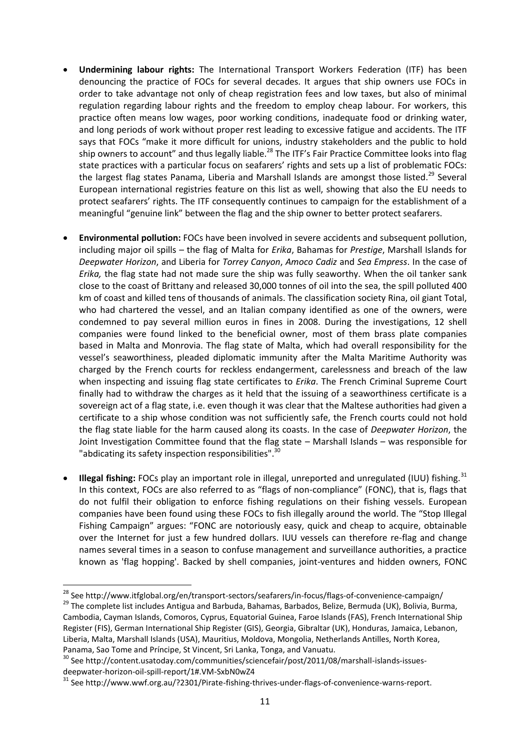- **Undermining labour rights:** The International Transport Workers Federation (ITF) has been denouncing the practice of FOCs for several decades. It argues that ship owners use FOCs in order to take advantage not only of cheap registration fees and low taxes, but also of minimal regulation regarding labour rights and the freedom to employ cheap labour. For workers, this practice often means low wages, poor working conditions, inadequate food or drinking water, and long periods of work without proper rest leading to excessive fatigue and accidents. The ITF says that FOCs "make it more difficult for unions, industry stakeholders and the public to hold ship owners to account" and thus legally liable.[28] The ITF's Fair Practice Committee looks into flag state practices with a particular focus on seafarers' rights and sets up a list of problematic FOCs: the largest flag states Panama, Liberia and Marshall Islands are amongst those listed.[29] Several European international registries feature on this list as well, showing that also the EU needs to protect seafarers' rights. The ITF consequently continues to campaign for the establishment of a meaningful "genuine link" between the flag and the ship owner to better protect seafarers.

- **Environmental pollution:** FOCs have been involved in severe accidents and subsequent pollution, including major oil spills – the flag of Malta for *Erika*, Bahamas for *Prestige*, Marshall Islands for *Deepwater Horizon*, and Liberia for *Torrey Canyon*, *Amoco Cadiz* and *Sea Empress*. In the case of *Erika,* the flag state had not made sure the ship was fully seaworthy. When the oil tanker sank close to the coast of Brittany and released 30,000 tonnes of oil into the sea, the spill polluted 400 km of coast and killed tens of thousands of animals. The classification society Rina, oil giant Total, who had chartered the vessel, and an Italian company identified as one of the owners, were condemned to pay several million euros in fines in 2008. During the investigations, 12 shell companies were found linked to the beneficial owner, most of them brass plate companies based in Malta and Monrovia. The flag state of Malta, which had overall responsibility for the vessel's seaworthiness, pleaded diplomatic immunity after the Malta Maritime Authority was charged by the French courts for reckless endangerment, carelessness and breach of the law when inspecting and issuing flag state certificates to *Erika*. The French Criminal Supreme Court finally had to withdraw the charges as it held that the issuing of a seaworthiness certificate is a sovereign act of a flag state, i.e. even though it was clear that the Maltese authorities had given a certificate to a ship whose condition was not sufficiently safe, the French courts could not hold the flag state liable for the harm caused along its coasts. In the case of *Deepwater Horizon*, the Joint Investigation Committee found that the flag state – Marshall Islands – was responsible for "abdicating its safety inspection responsibilities".[30]

- **Illegal fishing:** FOCs play an important role in illegal, unreported and unregulated (IUU) fishing.[31] In this context, FOCs are also referred to as "flags of non-compliance" (FONC), that is, flags that do not fulfil their obligation to enforce fishing regulations on their fishing vessels. European companies have been found using these FOCs to fish illegally around the world. The "Stop Illegal Fishing Campaign" argues: "FONC are notoriously easy, quick and cheap to acquire, obtainable over the Internet for just a few hundred dollars. IUU vessels can therefore re-flag and change names several times in a season to confuse management and surveillance authorities, a practice known as 'flag hopping'. Backed by shell companies, joint-ventures and hidden owners, FONC

---

[28] See http://www.itfglobal.org/en/transport-sectors/seafarers/in-focus/flags-of-convenience-campaign/

[29] The complete list includes Antigua and Barbuda, Bahamas, Barbados, Belize, Bermuda (UK), Bolivia, Burma, Cambodia, Cayman Islands, Comoros, Cyprus, Equatorial Guinea, Faroe Islands (FAS), French International Ship Register (FIS), German International Ship Register (GIS), Georgia, Gibraltar (UK), Honduras, Jamaica, Lebanon, Liberia, Malta, Marshall Islands (USA), Mauritius, Moldova, Mongolia, Netherlands Antilles, North Korea, Panama, Sao Tome and Príncipe, St Vincent, Sri Lanka, Tonga, and Vanuatu.

[30] See http://content.usatoday.com/communities/sciencefair/post/2011/08/marshall-islands-issues-deepwater-horizon-oil-spill-report/1#.VM-SxbN0wZ4

[31] See http://www.wwf.org.au/?2301/Pirate-fishing-thrives-under-flags-of-convenience-warns-report.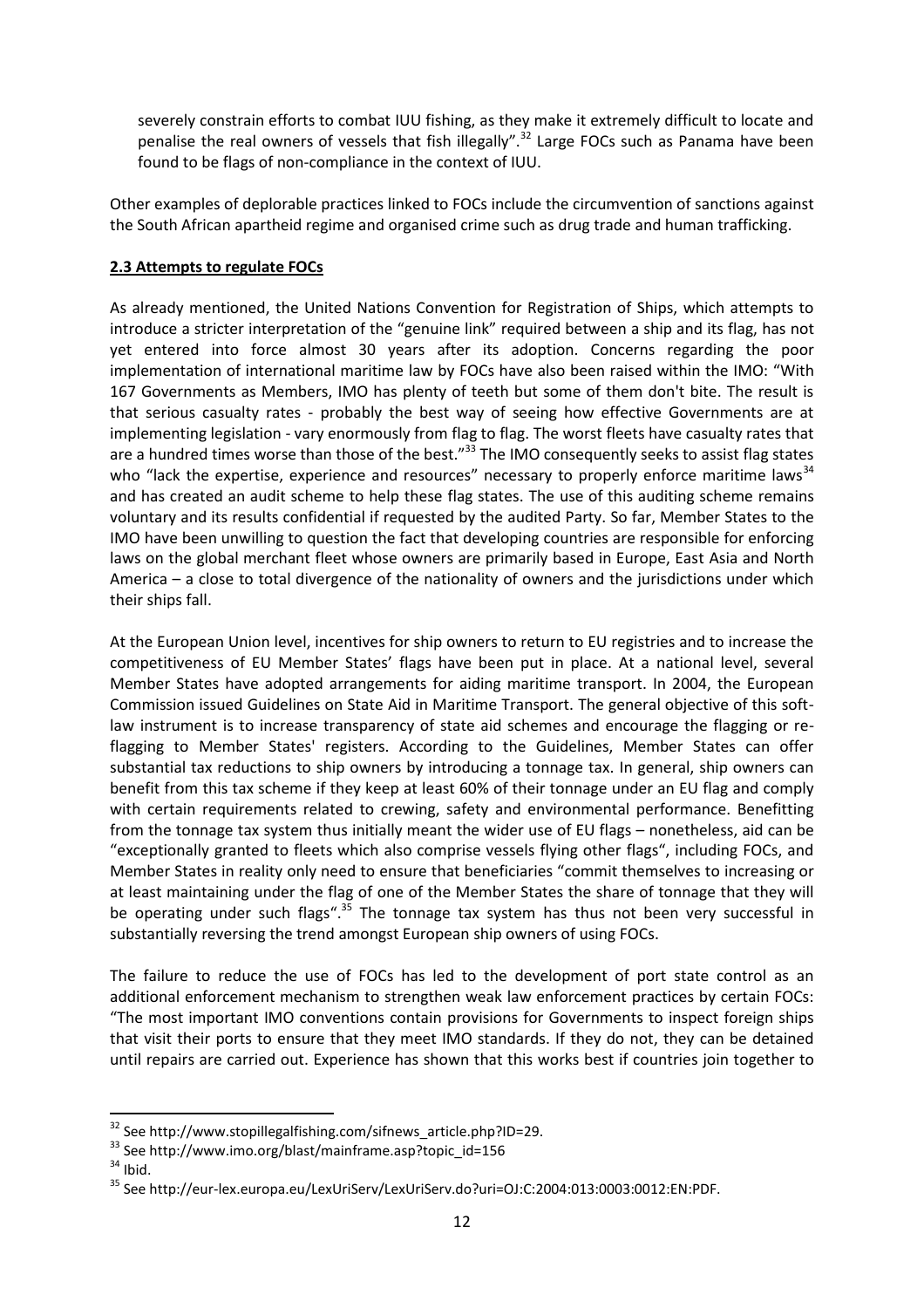severely constrain efforts to combat IUU fishing, as they make it extremely difficult to locate and penalise the real owners of vessels that fish illegally".[32] Large FOCs such as Panama have been found to be flags of non-compliance in the context of IUU.

Other examples of deplorable practices linked to FOCs include the circumvention of sanctions against the South African apartheid regime and organised crime such as drug trade and human trafficking.

## 2.3 Attempts to regulate FOCs

As already mentioned, the United Nations Convention for Registration of Ships, which attempts to introduce a stricter interpretation of the "genuine link" required between a ship and its flag, has not yet entered into force almost 30 years after its adoption. Concerns regarding the poor implementation of international maritime law by FOCs have also been raised within the IMO: "With 167 Governments as Members, IMO has plenty of teeth but some of them don't bite. The result is that serious casualty rates - probably the best way of seeing how effective Governments are at implementing legislation - vary enormously from flag to flag. The worst fleets have casualty rates that are a hundred times worse than those of the best."[33] The IMO consequently seeks to assist flag states who "lack the expertise, experience and resources" necessary to properly enforce maritime laws[34] and has created an audit scheme to help these flag states. The use of this auditing scheme remains voluntary and its results confidential if requested by the audited Party. So far, Member States to the IMO have been unwilling to question the fact that developing countries are responsible for enforcing laws on the global merchant fleet whose owners are primarily based in Europe, East Asia and North America – a close to total divergence of the nationality of owners and the jurisdictions under which their ships fall.

At the European Union level, incentives for ship owners to return to EU registries and to increase the competitiveness of EU Member States' flags have been put in place. At a national level, several Member States have adopted arrangements for aiding maritime transport. In 2004, the European Commission issued Guidelines on State Aid in Maritime Transport. The general objective of this soft-law instrument is to increase transparency of state aid schemes and encourage the flagging or re-flagging to Member States' registers. According to the Guidelines, Member States can offer substantial tax reductions to ship owners by introducing a tonnage tax. In general, ship owners can benefit from this tax scheme if they keep at least 60% of their tonnage under an EU flag and comply with certain requirements related to crewing, safety and environmental performance. Benefitting from the tonnage tax system thus initially meant the wider use of EU flags – nonetheless, aid can be "exceptionally granted to fleets which also comprise vessels flying other flags", including FOCs, and Member States in reality only need to ensure that beneficiaries "commit themselves to increasing or at least maintaining under the flag of one of the Member States the share of tonnage that they will be operating under such flags".[35] The tonnage tax system has thus not been very successful in substantially reversing the trend amongst European ship owners of using FOCs.

The failure to reduce the use of FOCs has led to the development of port state control as an additional enforcement mechanism to strengthen weak law enforcement practices by certain FOCs: "The most important IMO conventions contain provisions for Governments to inspect foreign ships that visit their ports to ensure that they meet IMO standards. If they do not, they can be detained until repairs are carried out. Experience has shown that this works best if countries join together to

---

[32] See http://www.stopillegalfishing.com/sifnews_article.php?ID=29.

[33] See http://www.imo.org/blast/mainframe.asp?topic_id=156

[34] Ibid.

[35] See http://eur-lex.europa.eu/LexUriServ/LexUriServ.do?uri=OJ:C:2004:013:0003:0012:EN:PDF.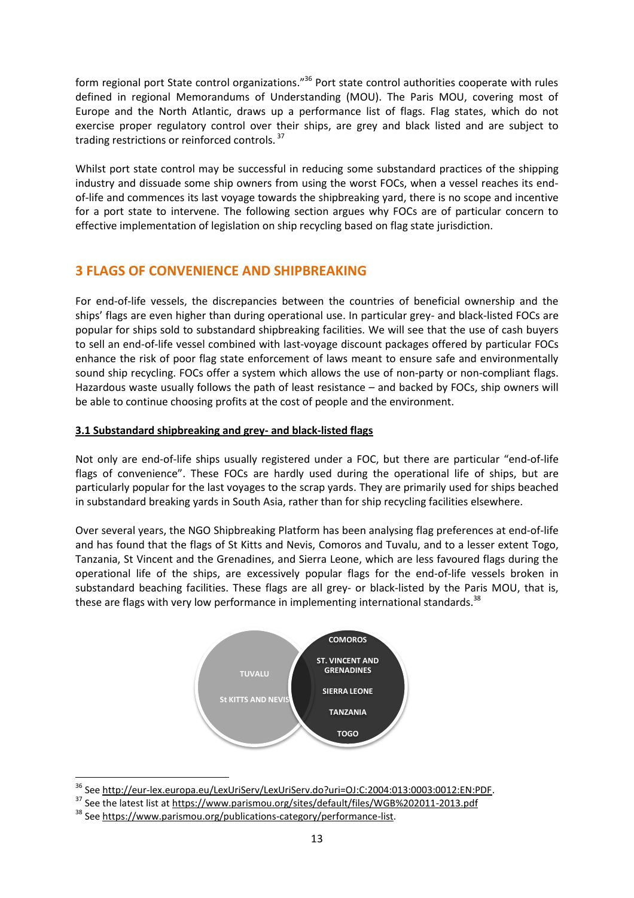form regional port State control organizations."[36] Port state control authorities cooperate with rules defined in regional Memorandums of Understanding (MOU). The Paris MOU, covering most of Europe and the North Atlantic, draws up a performance list of flags. Flag states, which do not exercise proper regulatory control over their ships, are grey and black listed and are subject to trading restrictions or reinforced controls.[37]

Whilst port state control may be successful in reducing some substandard practices of the shipping industry and dissuade some ship owners from using the worst FOCs, when a vessel reaches its end-of-life and commences its last voyage towards the shipbreaking yard, there is no scope and incentive for a port state to intervene. The following section argues why FOCs are of particular concern to effective implementation of legislation on ship recycling based on flag state jurisdiction.

## 3 FLAGS OF CONVENIENCE AND SHIPBREAKING

For end-of-life vessels, the discrepancies between the countries of beneficial ownership and the ships' flags are even higher than during operational use. In particular grey- and black-listed FOCs are popular for ships sold to substandard shipbreaking facilities. We will see that the use of cash buyers to sell an end-of-life vessel combined with last-voyage discount packages offered by particular FOCs enhance the risk of poor flag state enforcement of laws meant to ensure safe and environmentally sound ship recycling. FOCs offer a system which allows the use of non-party or non-compliant flags. Hazardous waste usually follows the path of least resistance – and backed by FOCs, ship owners will be able to continue choosing profits at the cost of people and the environment.

### 3.1 Substandard shipbreaking and grey- and black-listed flags

Not only are end-of-life ships usually registered under a FOC, but there are particular "end-of-life flags of convenience". These FOCs are hardly used during the operational life of ships, but are particularly popular for the last voyages to the scrap yards. They are primarily used for ships beached in substandard breaking yards in South Asia, rather than for ship recycling facilities elsewhere.

Over several years, the NGO Shipbreaking Platform has been analysing flag preferences at end-of-life and has found that the flags of St Kitts and Nevis, Comoros and Tuvalu, and to a lesser extent Togo, Tanzania, St Vincent and the Grenadines, and Sierra Leone, which are less favoured flags during the operational life of the ships, are excessively popular flags for the end-of-life vessels broken in substandard beaching facilities. These flags are all grey- or black-listed by the Paris MOU, that is, these are flags with very low performance in implementing international standards.[38]

TUVALU
St KITTS AND NEVIS

COMOROS
ST. VINCENT AND GRENADINES
SIERRA LEONE
TANZANIA
TOGO

[36] See http://eur-lex.europa.eu/LexUriServ/LexUriServ.do?uri=OJ:C:2004:013:0003:0012:EN:PDF.

[37] See the latest list at https://www.parismou.org/sites/default/files/WGB%202011-2013.pdf

[38] See https://www.parismou.org/publications-category/performance-list.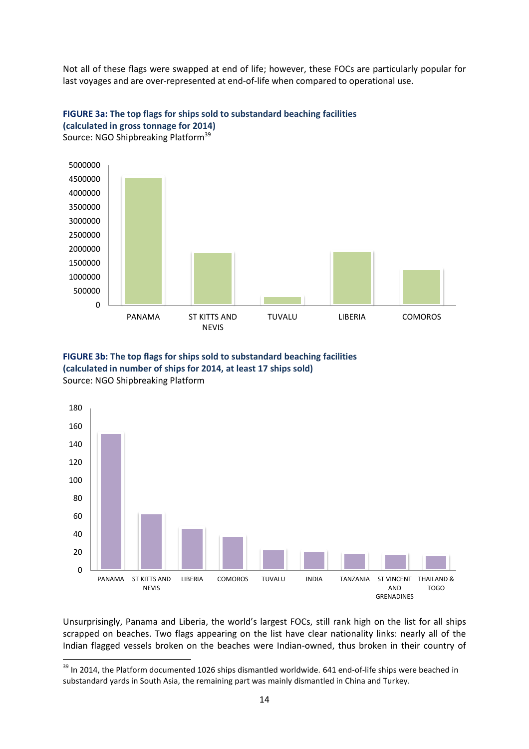Not all of these flags were swapped at end of life; however, these FOCs are particularly popular for last voyages and are over-represented at end-of-life when compared to operational use.

**FIGURE 3a: The top flags for ships sold to substandard beaching facilities (calculated in gross tonnage for 2014)**
Source: NGO Shipbreaking Platform[39]

**FIGURE 3b: The top flags for ships sold to substandard beaching facilities (calculated in number of ships for 2014, at least 17 ships sold)**
Source: NGO Shipbreaking Platform

Unsurprisingly, Panama and Liberia, the world's largest FOCs, still rank high on the list for all ships scrapped on beaches. Two flags appearing on the list have clear nationality links: nearly all of the Indian flagged vessels broken on the beaches were Indian-owned, thus broken in their country of

---

[39] In 2014, the Platform documented 1026 ships dismantled worldwide. 641 end-of-life ships were beached in substandard yards in South Asia, the remaining part was mainly dismantled in China and Turkey.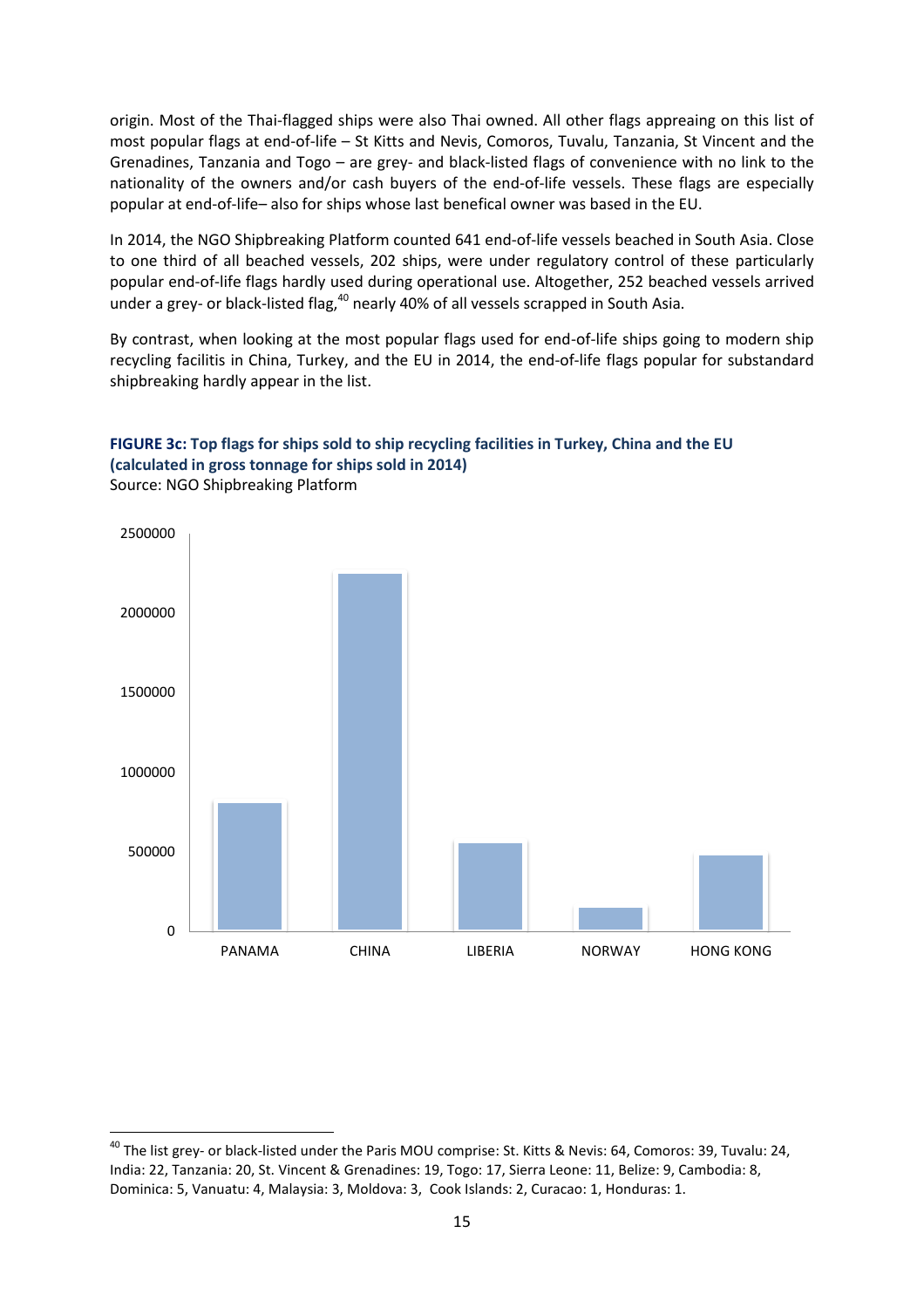origin. Most of the Thai-flagged ships were also Thai owned. All other flags appreaing on this list of most popular flags at end-of-life – St Kitts and Nevis, Comoros, Tuvalu, Tanzania, St Vincent and the Grenadines, Tanzania and Togo – are grey- and black-listed flags of convenience with no link to the nationality of the owners and/or cash buyers of the end-of-life vessels. These flags are especially popular at end-of-life– also for ships whose last benefical owner was based in the EU.

In 2014, the NGO Shipbreaking Platform counted 641 end-of-life vessels beached in South Asia. Close to one third of all beached vessels, 202 ships, were under regulatory control of these particularly popular end-of-life flags hardly used during operational use. Altogether, 252 beached vessels arrived under a grey- or black-listed flag,[40] nearly 40% of all vessels scrapped in South Asia.

By contrast, when looking at the most popular flags used for end-of-life ships going to modern ship recycling facilitis in China, Turkey, and the EU in 2014, the end-of-life flags popular for substandard shipbreaking hardly appear in the list.

**FIGURE 3c: Top flags for ships sold to ship recycling facilities in Turkey, China and the EU (calculated in gross tonnage for ships sold in 2014)**
Source: NGO Shipbreaking Platform

2500000
2000000
1500000
1000000
500000
0

PANAMA CHINA LIBERIA NORWAY HONG KONG

[40] The list grey- or black-listed under the Paris MOU comprise: St. Kitts & Nevis: 64, Comoros: 39, Tuvalu: 24, India: 22, Tanzania: 20, St. Vincent & Grenadines: 19, Togo: 17, Sierra Leone: 11, Belize: 9, Cambodia: 8, Dominica: 5, Vanuatu: 4, Malaysia: 3, Moldova: 3, Cook Islands: 2, Curacao: 1, Honduras: 1.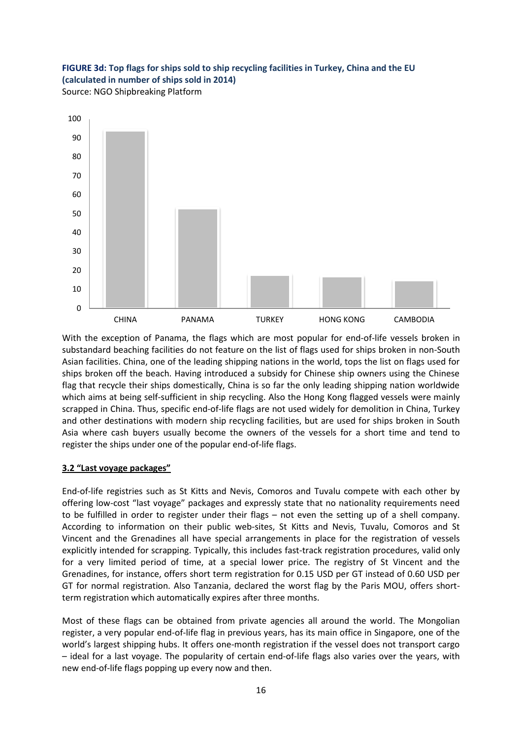**FIGURE 3d: Top flags for ships sold to ship recycling facilities in Turkey, China and the EU (calculated in number of ships sold in 2014)**
Source: NGO Shipbreaking Platform

With the exception of Panama, the flags which are most popular for end-of-life vessels broken in substandard beaching facilities do not feature on the list of flags used for ships broken in non-South Asian facilities. China, one of the leading shipping nations in the world, tops the list on flags used for ships broken off the beach. Having introduced a subsidy for Chinese ship owners using the Chinese flag that recycle their ships domestically, China is so far the only leading shipping nation worldwide which aims at being self-sufficient in ship recycling. Also the Hong Kong flagged vessels were mainly scrapped in China. Thus, specific end-of-life flags are not used widely for demolition in China, Turkey and other destinations with modern ship recycling facilities, but are used for ships broken in South Asia where cash buyers usually become the owners of the vessels for a short time and tend to register the ships under one of the popular end-of-life flags.

### 3.2 "Last voyage packages"

End-of-life registries such as St Kitts and Nevis, Comoros and Tuvalu compete with each other by offering low-cost "last voyage" packages and expressly state that no nationality requirements need to be fulfilled in order to register under their flags – not even the setting up of a shell company. According to information on their public web-sites, St Kitts and Nevis, Tuvalu, Comoros and St Vincent and the Grenadines all have special arrangements in place for the registration of vessels explicitly intended for scrapping. Typically, this includes fast-track registration procedures, valid only for a very limited period of time, at a special lower price. The registry of St Vincent and the Grenadines, for instance, offers short term registration for 0.15 USD per GT instead of 0.60 USD per GT for normal registration. Also Tanzania, declared the worst flag by the Paris MOU, offers short-term registration which automatically expires after three months.

Most of these flags can be obtained from private agencies all around the world. The Mongolian register, a very popular end-of-life flag in previous years, has its main office in Singapore, one of the world's largest shipping hubs. It offers one-month registration if the vessel does not transport cargo – ideal for a last voyage. The popularity of certain end-of-life flags also varies over the years, with new end-of-life flags popping up every now and then.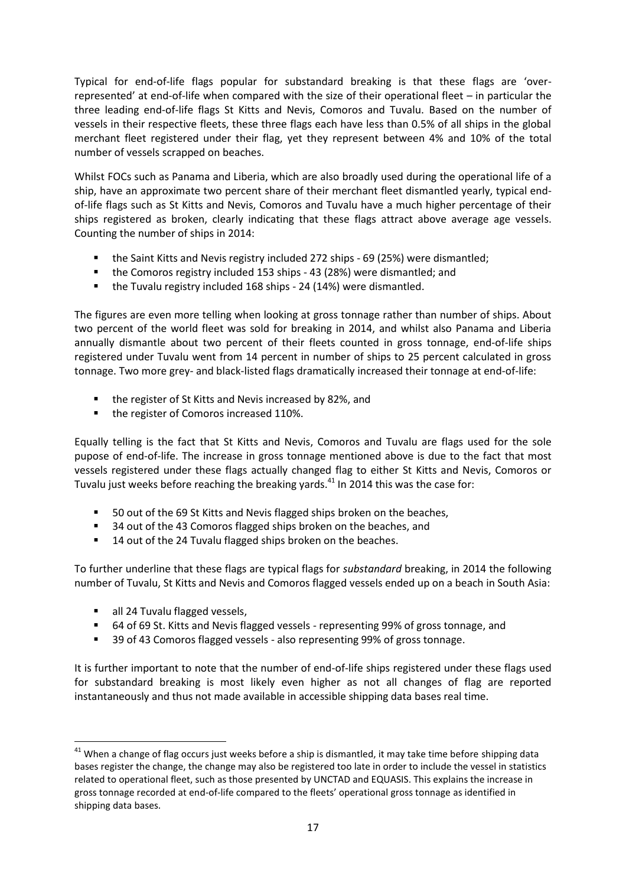Typical for end-of-life flags popular for substandard breaking is that these flags are 'over-represented' at end-of-life when compared with the size of their operational fleet – in particular the three leading end-of-life flags St Kitts and Nevis, Comoros and Tuvalu. Based on the number of vessels in their respective fleets, these three flags each have less than 0.5% of all ships in the global merchant fleet registered under their flag, yet they represent between 4% and 10% of the total number of vessels scrapped on beaches.

Whilst FOCs such as Panama and Liberia, which are also broadly used during the operational life of a ship, have an approximate two percent share of their merchant fleet dismantled yearly, typical end-of-life flags such as St Kitts and Nevis, Comoros and Tuvalu have a much higher percentage of their ships registered as broken, clearly indicating that these flags attract above average age vessels. Counting the number of ships in 2014:

- the Saint Kitts and Nevis registry included 272 ships - 69 (25%) were dismantled;
- the Comoros registry included 153 ships - 43 (28%) were dismantled; and
- the Tuvalu registry included 168 ships - 24 (14%) were dismantled.

The figures are even more telling when looking at gross tonnage rather than number of ships. About two percent of the world fleet was sold for breaking in 2014, and whilst also Panama and Liberia annually dismantle about two percent of their fleets counted in gross tonnage, end-of-life ships registered under Tuvalu went from 14 percent in number of ships to 25 percent calculated in gross tonnage. Two more grey- and black-listed flags dramatically increased their tonnage at end-of-life:

- the register of St Kitts and Nevis increased by 82%, and
- the register of Comoros increased 110%.

Equally telling is the fact that St Kitts and Nevis, Comoros and Tuvalu are flags used for the sole pupose of end-of-life. The increase in gross tonnage mentioned above is due to the fact that most vessels registered under these flags actually changed flag to either St Kitts and Nevis, Comoros or Tuvalu just weeks before reaching the breaking yards.[41] In 2014 this was the case for:

- 50 out of the 69 St Kitts and Nevis flagged ships broken on the beaches,
- 34 out of the 43 Comoros flagged ships broken on the beaches, and
- 14 out of the 24 Tuvalu flagged ships broken on the beaches.

To further underline that these flags are typical flags for *substandard* breaking, in 2014 the following number of Tuvalu, St Kitts and Nevis and Comoros flagged vessels ended up on a beach in South Asia:

- all 24 Tuvalu flagged vessels,
- 64 of 69 St. Kitts and Nevis flagged vessels - representing 99% of gross tonnage, and
- 39 of 43 Comoros flagged vessels - also representing 99% of gross tonnage.

It is further important to note that the number of end-of-life ships registered under these flags used for substandard breaking is most likely even higher as not all changes of flag are reported instantaneously and thus not made available in accessible shipping data bases real time.

[41] When a change of flag occurs just weeks before a ship is dismantled, it may take time before shipping data bases register the change, the change may also be registered too late in order to include the vessel in statistics related to operational fleet, such as those presented by UNCTAD and EQUASIS. This explains the increase in gross tonnage recorded at end-of-life compared to the fleets' operational gross tonnage as identified in shipping data bases.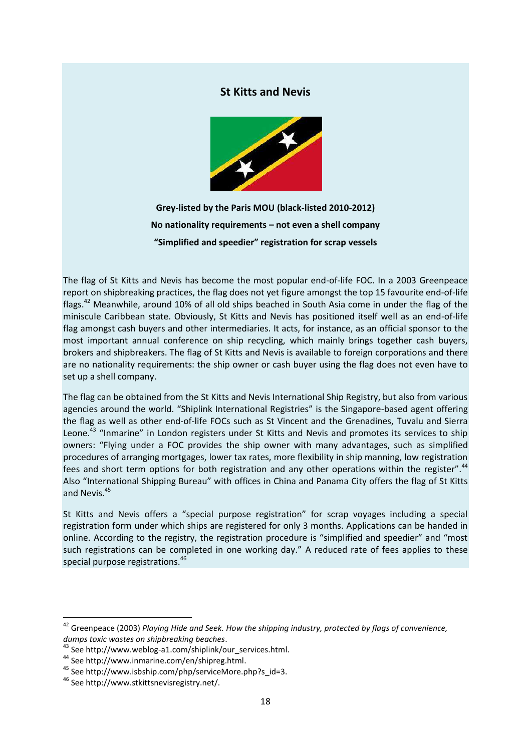## St Kitts and Nevis

**Grey-listed by the Paris MOU (black-listed 2010-2012)**

**No nationality requirements – not even a shell company**

**"Simplified and speedier" registration for scrap vessels**

The flag of St Kitts and Nevis has become the most popular end-of-life FOC. In a 2003 Greenpeace report on shipbreaking practices, the flag does not yet figure amongst the top 15 favourite end-of-life flags.[42] Meanwhile, around 10% of all old ships beached in South Asia come in under the flag of the miniscule Caribbean state. Obviously, St Kitts and Nevis has positioned itself well as an end-of-life flag amongst cash buyers and other intermediaries. It acts, for instance, as an official sponsor to the most important annual conference on ship recycling, which mainly brings together cash buyers, brokers and shipbreakers. The flag of St Kitts and Nevis is available to foreign corporations and there are no nationality requirements: the ship owner or cash buyer using the flag does not even have to set up a shell company.

The flag can be obtained from the St Kitts and Nevis International Ship Registry, but also from various agencies around the world. "Shiplink International Registries" is the Singapore-based agent offering the flag as well as other end-of-life FOCs such as St Vincent and the Grenadines, Tuvalu and Sierra Leone.[43] "Inmarine" in London registers under St Kitts and Nevis and promotes its services to ship owners: "Flying under a FOC provides the ship owner with many advantages, such as simplified procedures of arranging mortgages, lower tax rates, more flexibility in ship manning, low registration fees and short term options for both registration and any other operations within the register".[44] Also "International Shipping Bureau" with offices in China and Panama City offers the flag of St Kitts and Nevis.[45]

St Kitts and Nevis offers a "special purpose registration" for scrap voyages including a special registration form under which ships are registered for only 3 months. Applications can be handed in online. According to the registry, the registration procedure is "simplified and speedier" and "most such registrations can be completed in one working day." A reduced rate of fees applies to these special purpose registrations.[46]

---

[42] Greenpeace (2003) *Playing Hide and Seek. How the shipping industry, protected by flags of convenience, dumps toxic wastes on shipbreaking beaches*.

[43] See http://www.weblog-a1.com/shiplink/our_services.html.

[44] See http://www.inmarine.com/en/shipreg.html.

[45] See http://www.isbship.com/php/serviceMore.php?s_id=3.

[46] See http://www.stkittsnevisregistry.net/.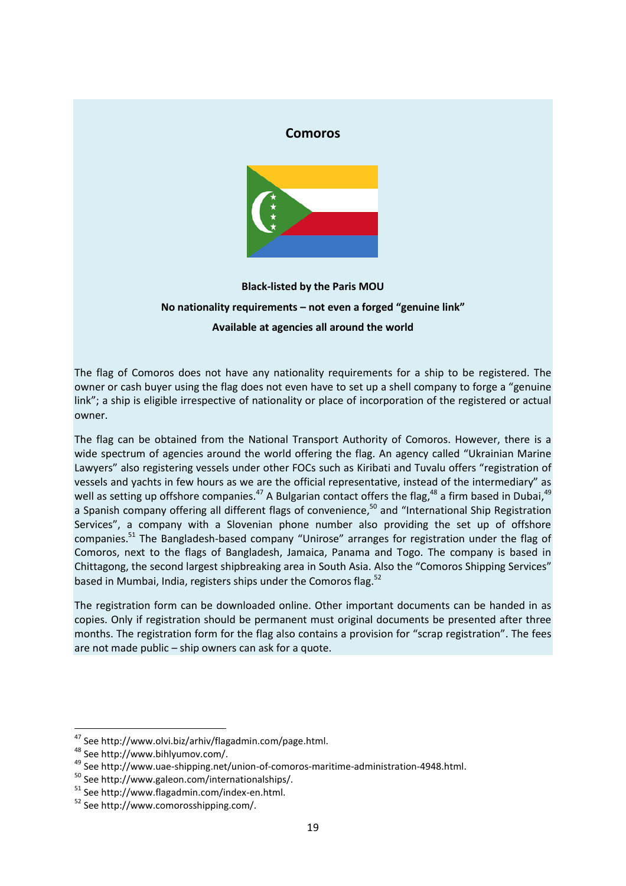## Comoros

**Black-listed by the Paris MOU**

**No nationality requirements – not even a forged "genuine link"**

**Available at agencies all around the world**

The flag of Comoros does not have any nationality requirements for a ship to be registered. The owner or cash buyer using the flag does not even have to set up a shell company to forge a "genuine link"; a ship is eligible irrespective of nationality or place of incorporation of the registered or actual owner.

The flag can be obtained from the National Transport Authority of Comoros. However, there is a wide spectrum of agencies around the world offering the flag. An agency called "Ukrainian Marine Lawyers" also registering vessels under other FOCs such as Kiribati and Tuvalu offers "registration of vessels and yachts in few hours as we are the official representative, instead of the intermediary" as well as setting up offshore companies.[47] A Bulgarian contact offers the flag,[48] a firm based in Dubai,[49] a Spanish company offering all different flags of convenience,[50] and "International Ship Registration Services", a company with a Slovenian phone number also providing the set up of offshore companies.[51] The Bangladesh-based company "Unirose" arranges for registration under the flag of Comoros, next to the flags of Bangladesh, Jamaica, Panama and Togo. The company is based in Chittagong, the second largest shipbreaking area in South Asia. Also the "Comoros Shipping Services" based in Mumbai, India, registers ships under the Comoros flag.[52]

The registration form can be downloaded online. Other important documents can be handed in as copies. Only if registration should be permanent must original documents be presented after three months. The registration form for the flag also contains a provision for "scrap registration". The fees are not made public – ship owners can ask for a quote.

---

[47] See http://www.olvi.biz/arhiv/flagadmin.com/page.html.

[48] See http://www.bihlyumov.com/.

[49] See http://www.uae-shipping.net/union-of-comoros-maritime-administration-4948.html.

[50] See http://www.galeon.com/internationalships/.

[51] See http://www.flagadmin.com/index-en.html.

[52] See http://www.comorosshipping.com/.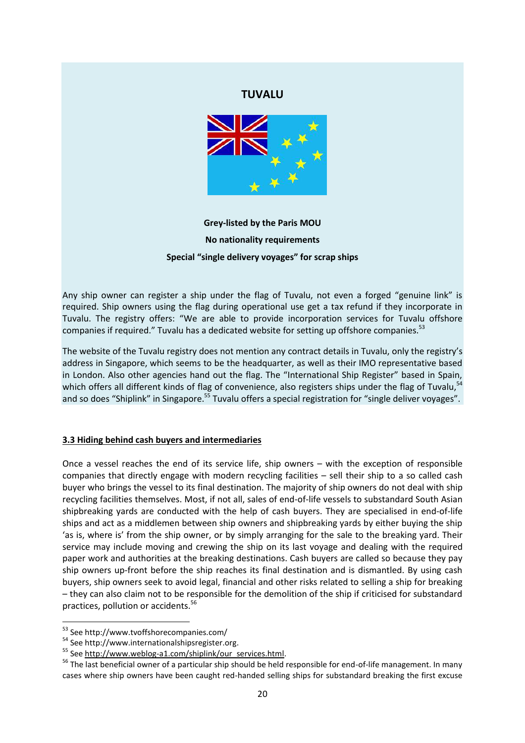## TUVALU

**Grey-listed by the Paris MOU**

**No nationality requirements**

**Special "single delivery voyages" for scrap ships**

Any ship owner can register a ship under the flag of Tuvalu, not even a forged "genuine link" is required. Ship owners using the flag during operational use get a tax refund if they incorporate in Tuvalu. The registry offers: "We are able to provide incorporation services for Tuvalu offshore companies if required." Tuvalu has a dedicated website for setting up offshore companies.[53]

The website of the Tuvalu registry does not mention any contract details in Tuvalu, only the registry's address in Singapore, which seems to be the headquarter, as well as their IMO representative based in London. Also other agencies hand out the flag. The "International Ship Register" based in Spain, which offers all different kinds of flag of convenience, also registers ships under the flag of Tuvalu,[54] and so does "Shiplink" in Singapore.[55] Tuvalu offers a special registration for "single deliver voyages".

### 3.3 Hiding behind cash buyers and intermediaries

Once a vessel reaches the end of its service life, ship owners – with the exception of responsible companies that directly engage with modern recycling facilities – sell their ship to a so called cash buyer who brings the vessel to its final destination. The majority of ship owners do not deal with ship recycling facilities themselves. Most, if not all, sales of end-of-life vessels to substandard South Asian shipbreaking yards are conducted with the help of cash buyers. They are specialised in end-of-life ships and act as a middlemen between ship owners and shipbreaking yards by either buying the ship 'as is, where is' from the ship owner, or by simply arranging for the sale to the breaking yard. Their service may include moving and crewing the ship on its last voyage and dealing with the required paper work and authorities at the breaking destinations. Cash buyers are called so because they pay ship owners up-front before the ship reaches its final destination and is dismantled. By using cash buyers, ship owners seek to avoid legal, financial and other risks related to selling a ship for breaking – they can also claim not to be responsible for the demolition of the ship if criticised for substandard practices, pollution or accidents.[56]

---

[53] See http://www.tvoffshorecompanies.com/

[54] See http://www.internationalshipsregister.org.

[55] See http://www.weblog-a1.com/shiplink/our_services.html.

[56] The last beneficial owner of a particular ship should be held responsible for end-of-life management. In many cases where ship owners have been caught red-handed selling ships for substandard breaking the first excuse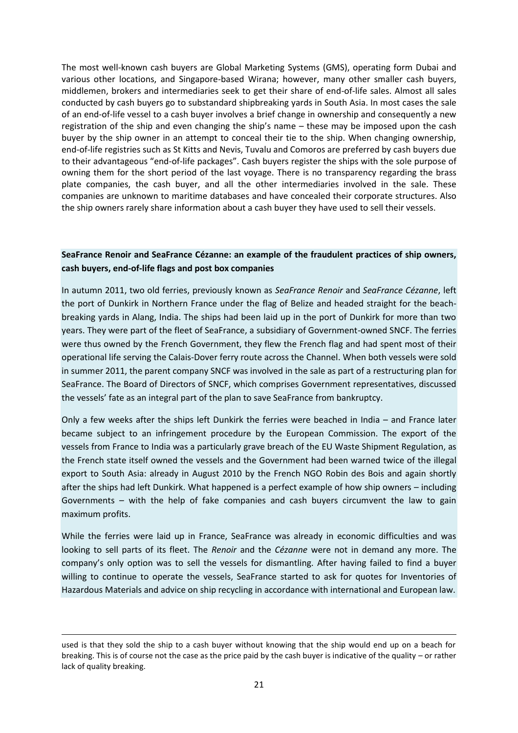The most well-known cash buyers are Global Marketing Systems (GMS), operating form Dubai and various other locations, and Singapore-based Wirana; however, many other smaller cash buyers, middlemen, brokers and intermediaries seek to get their share of end-of-life sales. Almost all sales conducted by cash buyers go to substandard shipbreaking yards in South Asia. In most cases the sale of an end-of-life vessel to a cash buyer involves a brief change in ownership and consequently a new registration of the ship and even changing the ship's name – these may be imposed upon the cash buyer by the ship owner in an attempt to conceal their tie to the ship. When changing ownership, end-of-life registries such as St Kitts and Nevis, Tuvalu and Comoros are preferred by cash buyers due to their advantageous "end-of-life packages". Cash buyers register the ships with the sole purpose of owning them for the short period of the last voyage. There is no transparency regarding the brass plate companies, the cash buyer, and all the other intermediaries involved in the sale. These companies are unknown to maritime databases and have concealed their corporate structures. Also the ship owners rarely share information about a cash buyer they have used to sell their vessels.

**SeaFrance Renoir and SeaFrance Cézanne: an example of the fraudulent practices of ship owners, cash buyers, end-of-life flags and post box companies**

In autumn 2011, two old ferries, previously known as *SeaFrance Renoir* and *SeaFrance Cézanne*, left the port of Dunkirk in Northern France under the flag of Belize and headed straight for the beach-breaking yards in Alang, India. The ships had been laid up in the port of Dunkirk for more than two years. They were part of the fleet of SeaFrance, a subsidiary of Government-owned SNCF. The ferries were thus owned by the French Government, they flew the French flag and had spent most of their operational life serving the Calais-Dover ferry route across the Channel. When both vessels were sold in summer 2011, the parent company SNCF was involved in the sale as part of a restructuring plan for SeaFrance. The Board of Directors of SNCF, which comprises Government representatives, discussed the vessels' fate as an integral part of the plan to save SeaFrance from bankruptcy.

Only a few weeks after the ships left Dunkirk the ferries were beached in India – and France later became subject to an infringement procedure by the European Commission. The export of the vessels from France to India was a particularly grave breach of the EU Waste Shipment Regulation, as the French state itself owned the vessels and the Government had been warned twice of the illegal export to South Asia: already in August 2010 by the French NGO Robin des Bois and again shortly after the ships had left Dunkirk. What happened is a perfect example of how ship owners – including Governments – with the help of fake companies and cash buyers circumvent the law to gain maximum profits.

While the ferries were laid up in France, SeaFrance was already in economic difficulties and was looking to sell parts of its fleet. The *Renoir* and the *Cézanne* were not in demand any more. The company's only option was to sell the vessels for dismantling. After having failed to find a buyer willing to continue to operate the vessels, SeaFrance started to ask for quotes for Inventories of Hazardous Materials and advice on ship recycling in accordance with international and European law.

used is that they sold the ship to a cash buyer without knowing that the ship would end up on a beach for breaking. This is of course not the case as the price paid by the cash buyer is indicative of the quality – or rather lack of quality breaking.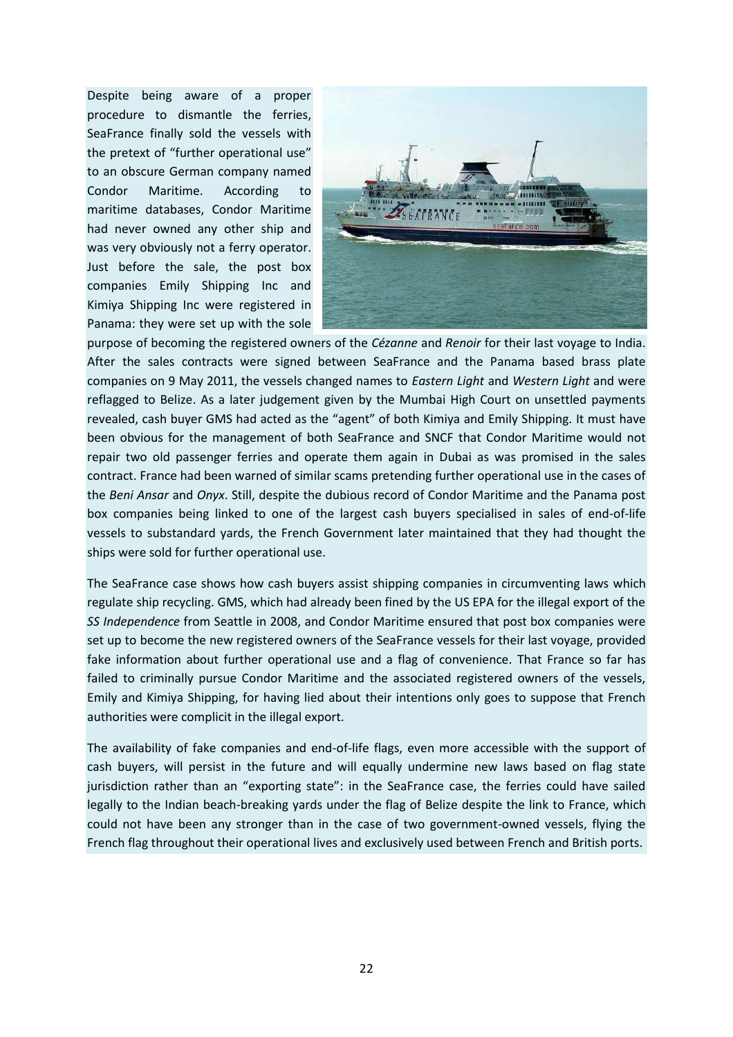Despite being aware of a proper procedure to dismantle the ferries, SeaFrance finally sold the vessels with the pretext of "further operational use" to an obscure German company named Condor Maritime. According to maritime databases, Condor Maritime had never owned any other ship and was very obviously not a ferry operator. Just before the sale, the post box companies Emily Shipping Inc and Kimiya Shipping Inc were registered in Panama: they were set up with the sole purpose of becoming the registered owners of the *Cézanne* and *Renoir* for their last voyage to India. After the sales contracts were signed between SeaFrance and the Panama based brass plate companies on 9 May 2011, the vessels changed names to *Eastern Light* and *Western Light* and were reflagged to Belize. As a later judgement given by the Mumbai High Court on unsettled payments revealed, cash buyer GMS had acted as the "agent" of both Kimiya and Emily Shipping. It must have been obvious for the management of both SeaFrance and SNCF that Condor Maritime would not repair two old passenger ferries and operate them again in Dubai as was promised in the sales contract. France had been warned of similar scams pretending further operational use in the cases of the *Beni Ansar* and *Onyx*. Still, despite the dubious record of Condor Maritime and the Panama post box companies being linked to one of the largest cash buyers specialised in sales of end-of-life vessels to substandard yards, the French Government later maintained that they had thought the ships were sold for further operational use.

The SeaFrance case shows how cash buyers assist shipping companies in circumventing laws which regulate ship recycling. GMS, which had already been fined by the US EPA for the illegal export of the *SS Independence* from Seattle in 2008, and Condor Maritime ensured that post box companies were set up to become the new registered owners of the SeaFrance vessels for their last voyage, provided fake information about further operational use and a flag of convenience. That France so far has failed to criminally pursue Condor Maritime and the associated registered owners of the vessels, Emily and Kimiya Shipping, for having lied about their intentions only goes to suppose that French authorities were complicit in the illegal export.

The availability of fake companies and end-of-life flags, even more accessible with the support of cash buyers, will persist in the future and will equally undermine new laws based on flag state jurisdiction rather than an "exporting state": in the SeaFrance case, the ferries could have sailed legally to the Indian beach-breaking yards under the flag of Belize despite the link to France, which could not have been any stronger than in the case of two government-owned vessels, flying the French flag throughout their operational lives and exclusively used between French and British ports.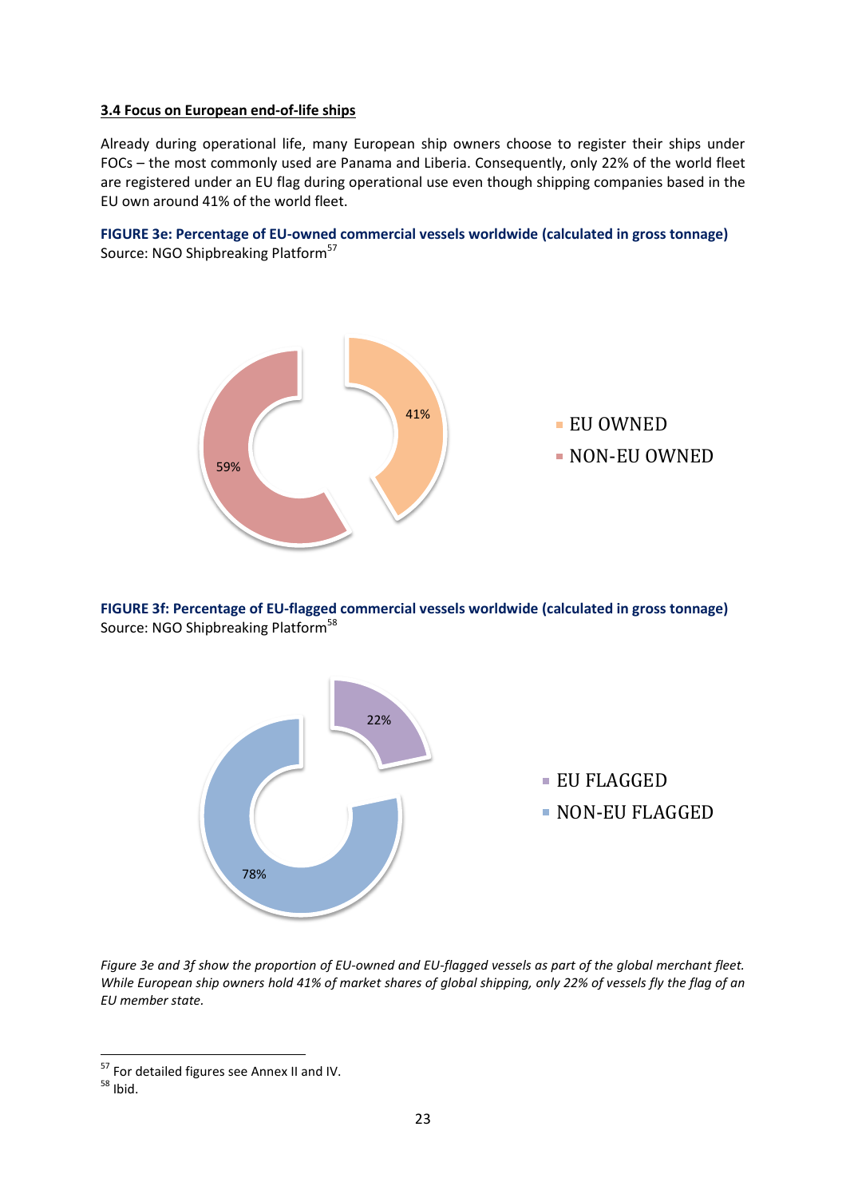### 3.4 Focus on European end-of-life ships

Already during operational life, many European ship owners choose to register their ships under FOCs – the most commonly used are Panama and Liberia. Consequently, only 22% of the world fleet are registered under an EU flag during operational use even though shipping companies based in the EU own around 41% of the world fleet.

**FIGURE 3e: Percentage of EU-owned commercial vessels worldwide (calculated in gross tonnage)**
Source: NGO Shipbreaking Platform[57]

| Category | Share |
|---|---|
| EU OWNED | 41% |
| NON-EU OWNED | 59% |

**FIGURE 3f: Percentage of EU-flagged commercial vessels worldwide (calculated in gross tonnage)**
Source: NGO Shipbreaking Platform[58]

| Category | Share |
|---|---|
| EU FLAGGED | 22% |
| NON-EU FLAGGED | 78% |

*Figure 3e and 3f show the proportion of EU-owned and EU-flagged vessels as part of the global merchant fleet. While European ship owners hold 41% of market shares of global shipping, only 22% of vessels fly the flag of an EU member state.*

---

[57] For detailed figures see Annex II and IV.

[58] Ibid.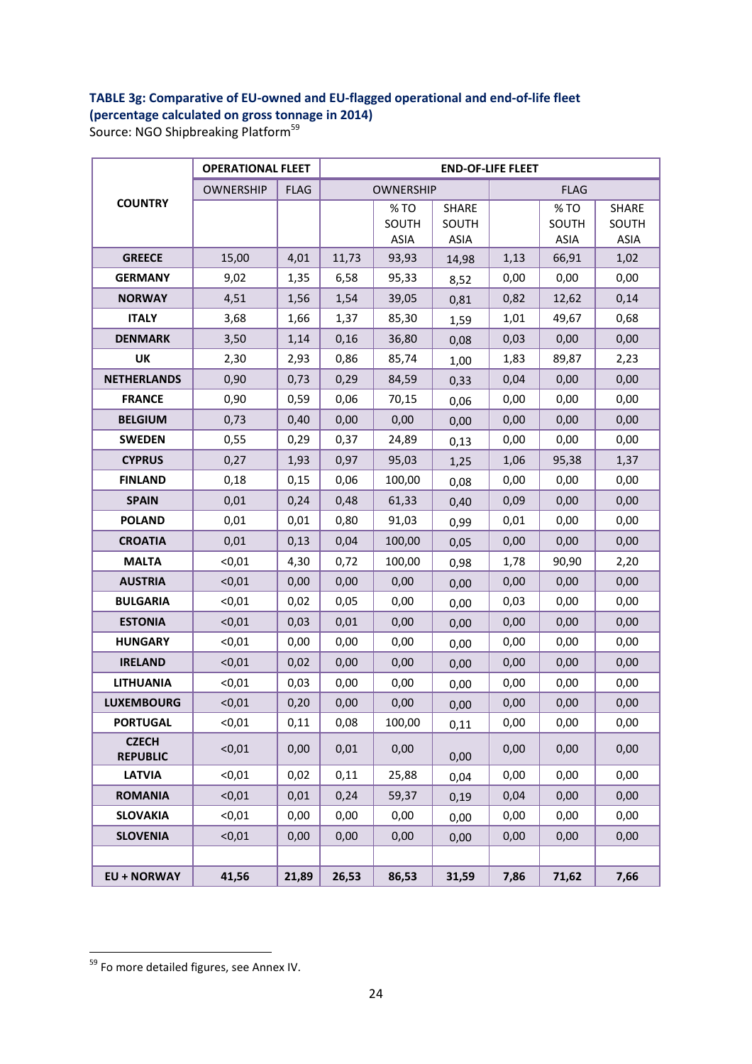**TABLE 3g: Comparative of EU-owned and EU-flagged operational and end-of-life fleet (percentage calculated on gross tonnage in 2014)**
Source: NGO Shipbreaking Platform[59]

| COUNTRY | OPERATIONAL FLEET | | END-OF-LIFE FLEET | | | | | |
|---|---|---|---|---|---|---|---|---|
| | OWNERSHIP | FLAG | OWNERSHIP | | | FLAG | | |
| | | | | % TO SOUTH ASIA | SHARE SOUTH ASIA | | % TO SOUTH ASIA | SHARE SOUTH ASIA |
| **GREECE** | 15,00 | 4,01 | 11,73 | 93,93 | 14,98 | 1,13 | 66,91 | 1,02 |
| **GERMANY** | 9,02 | 1,35 | 6,58 | 95,33 | 8,52 | 0,00 | 0,00 | 0,00 |
| **NORWAY** | 4,51 | 1,56 | 1,54 | 39,05 | 0,81 | 0,82 | 12,62 | 0,14 |
| **ITALY** | 3,68 | 1,66 | 1,37 | 85,30 | 1,59 | 1,01 | 49,67 | 0,68 |
| **DENMARK** | 3,50 | 1,14 | 0,16 | 36,80 | 0,08 | 0,03 | 0,00 | 0,00 |
| **UK** | 2,30 | 2,93 | 0,86 | 85,74 | 1,00 | 1,83 | 89,87 | 2,23 |
| **NETHERLANDS** | 0,90 | 0,73 | 0,29 | 84,59 | 0,33 | 0,04 | 0,00 | 0,00 |
| **FRANCE** | 0,90 | 0,59 | 0,06 | 70,15 | 0,06 | 0,00 | 0,00 | 0,00 |
| **BELGIUM** | 0,73 | 0,40 | 0,00 | 0,00 | 0,00 | 0,00 | 0,00 | 0,00 |
| **SWEDEN** | 0,55 | 0,29 | 0,37 | 24,89 | 0,13 | 0,00 | 0,00 | 0,00 |
| **CYPRUS** | 0,27 | 1,93 | 0,97 | 95,03 | 1,25 | 1,06 | 95,38 | 1,37 |
| **FINLAND** | 0,18 | 0,15 | 0,06 | 100,00 | 0,08 | 0,00 | 0,00 | 0,00 |
| **SPAIN** | 0,01 | 0,24 | 0,48 | 61,33 | 0,40 | 0,09 | 0,00 | 0,00 |
| **POLAND** | 0,01 | 0,01 | 0,80 | 91,03 | 0,99 | 0,01 | 0,00 | 0,00 |
| **CROATIA** | 0,01 | 0,13 | 0,04 | 100,00 | 0,05 | 0,00 | 0,00 | 0,00 |
| **MALTA** | <0,01 | 4,30 | 0,72 | 100,00 | 0,98 | 1,78 | 90,90 | 2,20 |
| **AUSTRIA** | <0,01 | 0,00 | 0,00 | 0,00 | 0,00 | 0,00 | 0,00 | 0,00 |
| **BULGARIA** | <0,01 | 0,02 | 0,05 | 0,00 | 0,00 | 0,03 | 0,00 | 0,00 |
| **ESTONIA** | <0,01 | 0,03 | 0,01 | 0,00 | 0,00 | 0,00 | 0,00 | 0,00 |
| **HUNGARY** | <0,01 | 0,00 | 0,00 | 0,00 | 0,00 | 0,00 | 0,00 | 0,00 |
| **IRELAND** | <0,01 | 0,02 | 0,00 | 0,00 | 0,00 | 0,00 | 0,00 | 0,00 |
| **LITHUANIA** | <0,01 | 0,03 | 0,00 | 0,00 | 0,00 | 0,00 | 0,00 | 0,00 |
| **LUXEMBOURG** | <0,01 | 0,20 | 0,00 | 0,00 | 0,00 | 0,00 | 0,00 | 0,00 |
| **PORTUGAL** | <0,01 | 0,11 | 0,08 | 100,00 | 0,11 | 0,00 | 0,00 | 0,00 |
| **CZECH REPUBLIC** | <0,01 | 0,00 | 0,01 | 0,00 | 0,00 | 0,00 | 0,00 | 0,00 |
| **LATVIA** | <0,01 | 0,02 | 0,11 | 25,88 | 0,04 | 0,00 | 0,00 | 0,00 |
| **ROMANIA** | <0,01 | 0,01 | 0,24 | 59,37 | 0,19 | 0,04 | 0,00 | 0,00 |
| **SLOVAKIA** | <0,01 | 0,00 | 0,00 | 0,00 | 0,00 | 0,00 | 0,00 | 0,00 |
| **SLOVENIA** | <0,01 | 0,00 | 0,00 | 0,00 | 0,00 | 0,00 | 0,00 | 0,00 |
| | | | | | | | | |
| **EU + NORWAY** | **41,56** | **21,89** | **26,53** | **86,53** | **31,59** | **7,86** | **71,62** | **7,66** |

[59] Fo more detailed figures, see Annex IV.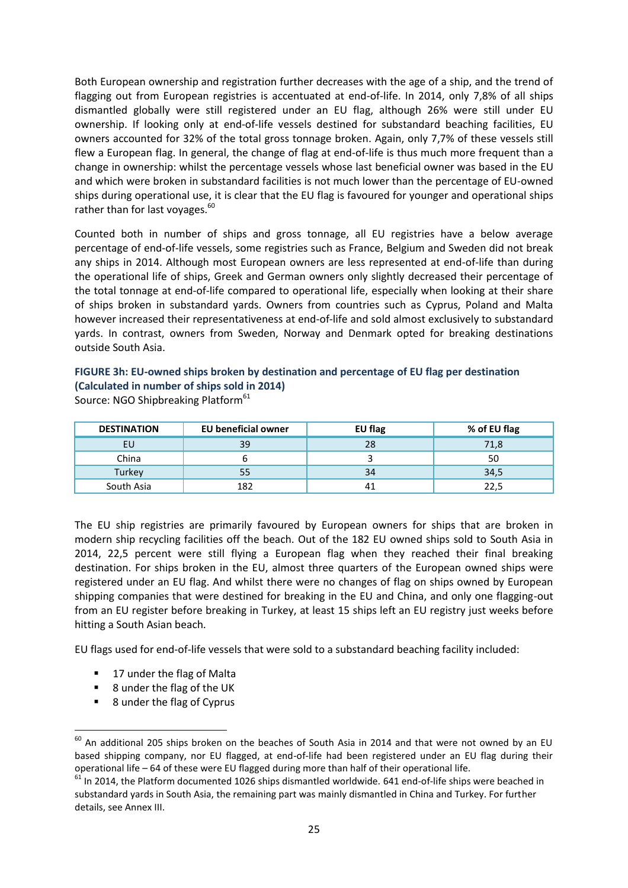Both European ownership and registration further decreases with the age of a ship, and the trend of flagging out from European registries is accentuated at end-of-life. In 2014, only 7,8% of all ships dismantled globally were still registered under an EU flag, although 26% were still under EU ownership. If looking only at end-of-life vessels destined for substandard beaching facilities, EU owners accounted for 32% of the total gross tonnage broken. Again, only 7,7% of these vessels still flew a European flag. In general, the change of flag at end-of-life is thus much more frequent than a change in ownership: whilst the percentage vessels whose last beneficial owner was based in the EU and which were broken in substandard facilities is not much lower than the percentage of EU-owned ships during operational use, it is clear that the EU flag is favoured for younger and operational ships rather than for last voyages.[60]

Counted both in number of ships and gross tonnage, all EU registries have a below average percentage of end-of-life vessels, some registries such as France, Belgium and Sweden did not break any ships in 2014. Although most European owners are less represented at end-of-life than during the operational life of ships, Greek and German owners only slightly decreased their percentage of the total tonnage at end-of-life compared to operational life, especially when looking at their share of ships broken in substandard yards. Owners from countries such as Cyprus, Poland and Malta however increased their representativeness at end-of-life and sold almost exclusively to substandard yards. In contrast, owners from Sweden, Norway and Denmark opted for breaking destinations outside South Asia.

**FIGURE 3h: EU-owned ships broken by destination and percentage of EU flag per destination (Calculated in number of ships sold in 2014)**

Source: NGO Shipbreaking Platform[61]

| DESTINATION | EU beneficial owner | EU flag | % of EU flag |
|---|---|---|---|
| EU | 39 | 28 | 71,8 |
| China | 6 | 3 | 50 |
| Turkey | 55 | 34 | 34,5 |
| South Asia | 182 | 41 | 22,5 |

The EU ship registries are primarily favoured by European owners for ships that are broken in modern ship recycling facilities off the beach. Out of the 182 EU owned ships sold to South Asia in 2014, 22,5 percent were still flying a European flag when they reached their final breaking destination. For ships broken in the EU, almost three quarters of the European owned ships were registered under an EU flag. And whilst there were no changes of flag on ships owned by European shipping companies that were destined for breaking in the EU and China, and only one flagging-out from an EU register before breaking in Turkey, at least 15 ships left an EU registry just weeks before hitting a South Asian beach.

EU flags used for end-of-life vessels that were sold to a substandard beaching facility included:

- 17 under the flag of Malta
- 8 under the flag of the UK
- 8 under the flag of Cyprus

[60] An additional 205 ships broken on the beaches of South Asia in 2014 and that were not owned by an EU based shipping company, nor EU flagged, at end-of-life had been registered under an EU flag during their operational life – 64 of these were EU flagged during more than half of their operational life.

[61] In 2014, the Platform documented 1026 ships dismantled worldwide. 641 end-of-life ships were beached in substandard yards in South Asia, the remaining part was mainly dismantled in China and Turkey. For further details, see Annex III.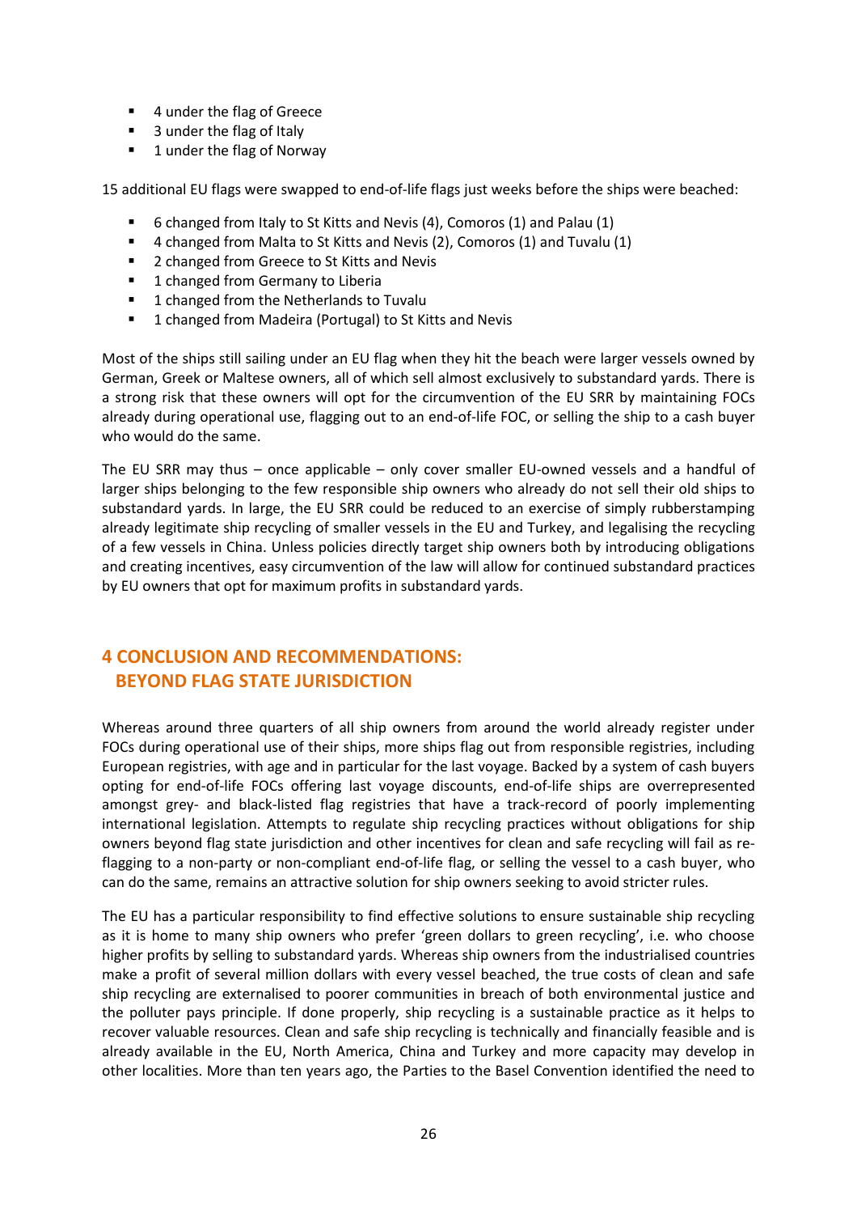- 4 under the flag of Greece
- 3 under the flag of Italy
- 1 under the flag of Norway

15 additional EU flags were swapped to end-of-life flags just weeks before the ships were beached:

- 6 changed from Italy to St Kitts and Nevis (4), Comoros (1) and Palau (1)
- 4 changed from Malta to St Kitts and Nevis (2), Comoros (1) and Tuvalu (1)
- 2 changed from Greece to St Kitts and Nevis
- 1 changed from Germany to Liberia
- 1 changed from the Netherlands to Tuvalu
- 1 changed from Madeira (Portugal) to St Kitts and Nevis

Most of the ships still sailing under an EU flag when they hit the beach were larger vessels owned by German, Greek or Maltese owners, all of which sell almost exclusively to substandard yards. There is a strong risk that these owners will opt for the circumvention of the EU SRR by maintaining FOCs already during operational use, flagging out to an end-of-life FOC, or selling the ship to a cash buyer who would do the same.

The EU SRR may thus – once applicable – only cover smaller EU-owned vessels and a handful of larger ships belonging to the few responsible ship owners who already do not sell their old ships to substandard yards. In large, the EU SRR could be reduced to an exercise of simply rubberstamping already legitimate ship recycling of smaller vessels in the EU and Turkey, and legalising the recycling of a few vessels in China. Unless policies directly target ship owners both by introducing obligations and creating incentives, easy circumvention of the law will allow for continued substandard practices by EU owners that opt for maximum profits in substandard yards.

## 4 CONCLUSION AND RECOMMENDATIONS: BEYOND FLAG STATE JURISDICTION

Whereas around three quarters of all ship owners from around the world already register under FOCs during operational use of their ships, more ships flag out from responsible registries, including European registries, with age and in particular for the last voyage. Backed by a system of cash buyers opting for end-of-life FOCs offering last voyage discounts, end-of-life ships are overrepresented amongst grey- and black-listed flag registries that have a track-record of poorly implementing international legislation. Attempts to regulate ship recycling practices without obligations for ship owners beyond flag state jurisdiction and other incentives for clean and safe recycling will fail as re-flagging to a non-party or non-compliant end-of-life flag, or selling the vessel to a cash buyer, who can do the same, remains an attractive solution for ship owners seeking to avoid stricter rules.

The EU has a particular responsibility to find effective solutions to ensure sustainable ship recycling as it is home to many ship owners who prefer 'green dollars to green recycling', i.e. who choose higher profits by selling to substandard yards. Whereas ship owners from the industrialised countries make a profit of several million dollars with every vessel beached, the true costs of clean and safe ship recycling are externalised to poorer communities in breach of both environmental justice and the polluter pays principle. If done properly, ship recycling is a sustainable practice as it helps to recover valuable resources. Clean and safe ship recycling is technically and financially feasible and is already available in the EU, North America, China and Turkey and more capacity may develop in other localities. More than ten years ago, the Parties to the Basel Convention identified the need to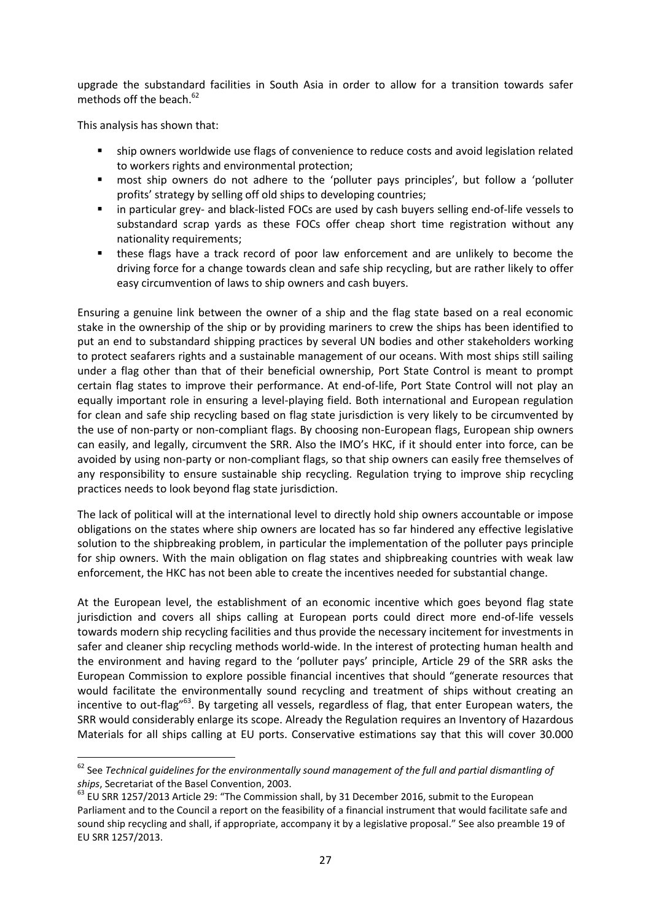upgrade the substandard facilities in South Asia in order to allow for a transition towards safer methods off the beach.[62]

This analysis has shown that:

- ship owners worldwide use flags of convenience to reduce costs and avoid legislation related to workers rights and environmental protection;
- most ship owners do not adhere to the 'polluter pays principles', but follow a 'polluter profits' strategy by selling off old ships to developing countries;
- in particular grey- and black-listed FOCs are used by cash buyers selling end-of-life vessels to substandard scrap yards as these FOCs offer cheap short time registration without any nationality requirements;
- these flags have a track record of poor law enforcement and are unlikely to become the driving force for a change towards clean and safe ship recycling, but are rather likely to offer easy circumvention of laws to ship owners and cash buyers.

Ensuring a genuine link between the owner of a ship and the flag state based on a real economic stake in the ownership of the ship or by providing mariners to crew the ships has been identified to put an end to substandard shipping practices by several UN bodies and other stakeholders working to protect seafarers rights and a sustainable management of our oceans. With most ships still sailing under a flag other than that of their beneficial ownership, Port State Control is meant to prompt certain flag states to improve their performance. At end-of-life, Port State Control will not play an equally important role in ensuring a level-playing field. Both international and European regulation for clean and safe ship recycling based on flag state jurisdiction is very likely to be circumvented by the use of non-party or non-compliant flags. By choosing non-European flags, European ship owners can easily, and legally, circumvent the SRR. Also the IMO's HKC, if it should enter into force, can be avoided by using non-party or non-compliant flags, so that ship owners can easily free themselves of any responsibility to ensure sustainable ship recycling. Regulation trying to improve ship recycling practices needs to look beyond flag state jurisdiction.

The lack of political will at the international level to directly hold ship owners accountable or impose obligations on the states where ship owners are located has so far hindered any effective legislative solution to the shipbreaking problem, in particular the implementation of the polluter pays principle for ship owners. With the main obligation on flag states and shipbreaking countries with weak law enforcement, the HKC has not been able to create the incentives needed for substantial change.

At the European level, the establishment of an economic incentive which goes beyond flag state jurisdiction and covers all ships calling at European ports could direct more end-of-life vessels towards modern ship recycling facilities and thus provide the necessary incitement for investments in safer and cleaner ship recycling methods world-wide. In the interest of protecting human health and the environment and having regard to the 'polluter pays' principle, Article 29 of the SRR asks the European Commission to explore possible financial incentives that should "generate resources that would facilitate the environmentally sound recycling and treatment of ships without creating an incentive to out-flag"[63]. By targeting all vessels, regardless of flag, that enter European waters, the SRR would considerably enlarge its scope. Already the Regulation requires an Inventory of Hazardous Materials for all ships calling at EU ports. Conservative estimations say that this will cover 30.000

---

[62] See *Technical guidelines for the environmentally sound management of the full and partial dismantling of ships*, Secretariat of the Basel Convention, 2003.

[63] EU SRR 1257/2013 Article 29: "The Commission shall, by 31 December 2016, submit to the European Parliament and to the Council a report on the feasibility of a financial instrument that would facilitate safe and sound ship recycling and shall, if appropriate, accompany it by a legislative proposal." See also preamble 19 of EU SRR 1257/2013.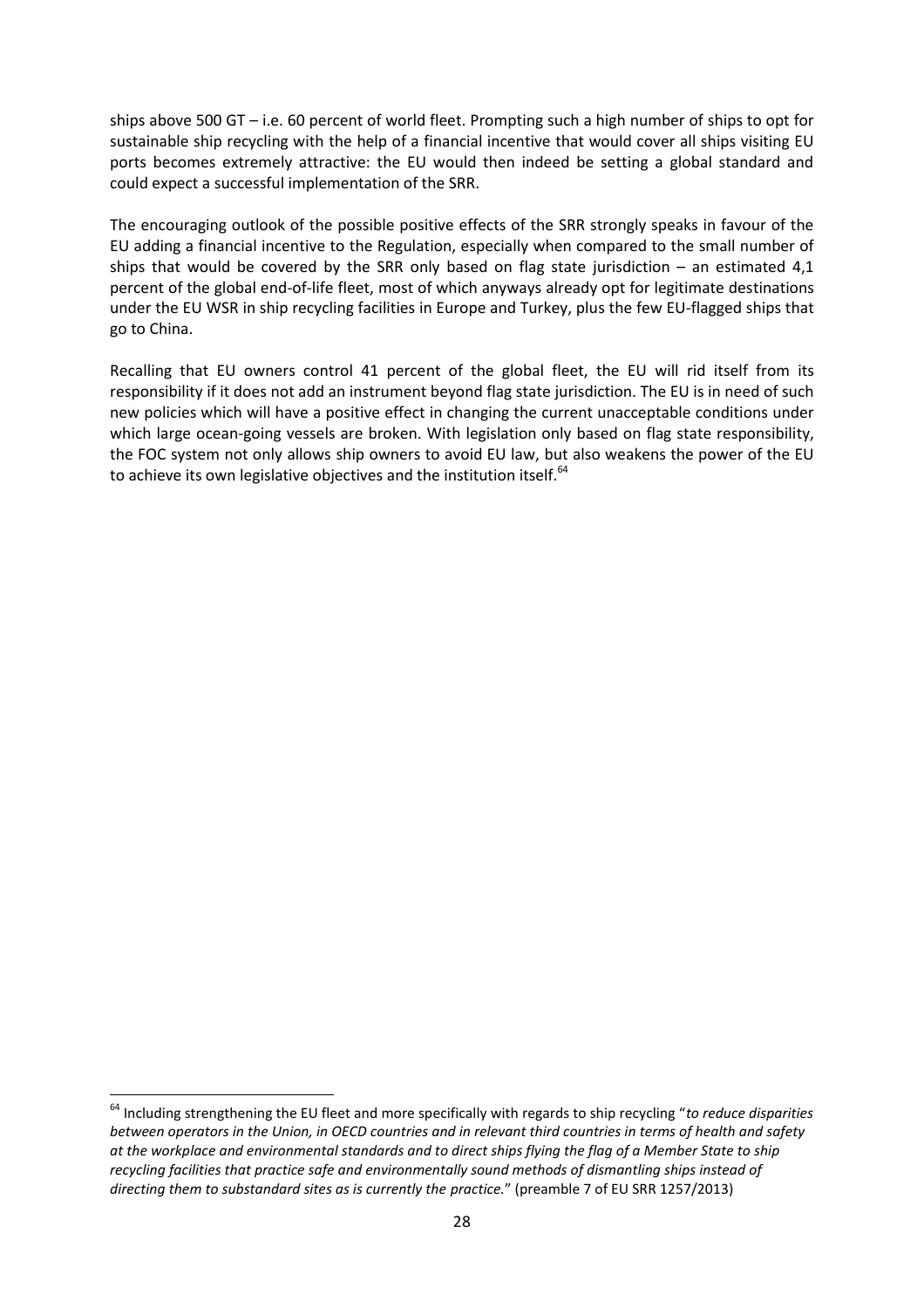ships above 500 GT – i.e. 60 percent of world fleet. Prompting such a high number of ships to opt for sustainable ship recycling with the help of a financial incentive that would cover all ships visiting EU ports becomes extremely attractive: the EU would then indeed be setting a global standard and could expect a successful implementation of the SRR.

The encouraging outlook of the possible positive effects of the SRR strongly speaks in favour of the EU adding a financial incentive to the Regulation, especially when compared to the small number of ships that would be covered by the SRR only based on flag state jurisdiction – an estimated 4,1 percent of the global end-of-life fleet, most of which anyways already opt for legitimate destinations under the EU WSR in ship recycling facilities in Europe and Turkey, plus the few EU-flagged ships that go to China.

Recalling that EU owners control 41 percent of the global fleet, the EU will rid itself from its responsibility if it does not add an instrument beyond flag state jurisdiction. The EU is in need of such new policies which will have a positive effect in changing the current unacceptable conditions under which large ocean-going vessels are broken. With legislation only based on flag state responsibility, the FOC system not only allows ship owners to avoid EU law, but also weakens the power of the EU to achieve its own legislative objectives and the institution itself.[64]

---

[64] Including strengthening the EU fleet and more specifically with regards to ship recycling "*to reduce disparities between operators in the Union, in OECD countries and in relevant third countries in terms of health and safety at the workplace and environmental standards and to direct ships flying the flag of a Member State to ship recycling facilities that practice safe and environmentally sound methods of dismantling ships instead of directing them to substandard sites as is currently the practice.*" (preamble 7 of EU SRR 1257/2013)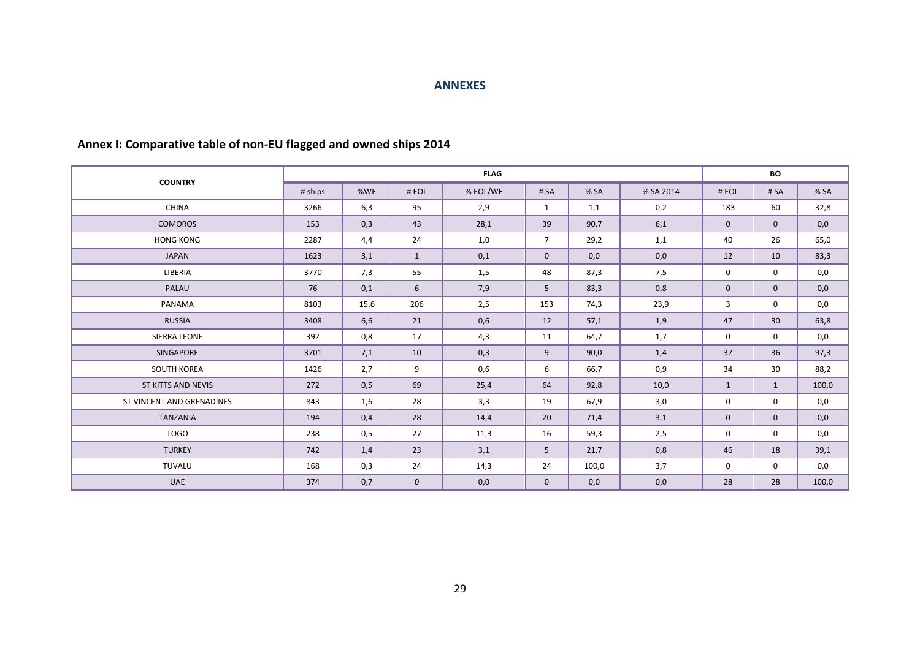## ANNEXES

### Annex I: Comparative table of non-EU flagged and owned ships 2014

| COUNTRY | FLAG | | | | | | | BO | | |
|---|---|---|---|---|---|---|---|---|---|---|
| | # ships | %WF | # EOL | % EOL/WF | # SA | % SA | % SA 2014 | # EOL | # SA | % SA |
| CHINA | 3266 | 6,3 | 95 | 2,9 | 1 | 1,1 | 0,2 | 183 | 60 | 32,8 |
| COMOROS | 153 | 0,3 | 43 | 28,1 | 39 | 90,7 | 6,1 | 0 | 0 | 0,0 |
| HONG KONG | 2287 | 4,4 | 24 | 1,0 | 7 | 29,2 | 1,1 | 40 | 26 | 65,0 |
| JAPAN | 1623 | 3,1 | 1 | 0,1 | 0 | 0,0 | 0,0 | 12 | 10 | 83,3 |
| LIBERIA | 3770 | 7,3 | 55 | 1,5 | 48 | 87,3 | 7,5 | 0 | 0 | 0,0 |
| PALAU | 76 | 0,1 | 6 | 7,9 | 5 | 83,3 | 0,8 | 0 | 0 | 0,0 |
| PANAMA | 8103 | 15,6 | 206 | 2,5 | 153 | 74,3 | 23,9 | 3 | 0 | 0,0 |
| RUSSIA | 3408 | 6,6 | 21 | 0,6 | 12 | 57,1 | 1,9 | 47 | 30 | 63,8 |
| SIERRA LEONE | 392 | 0,8 | 17 | 4,3 | 11 | 64,7 | 1,7 | 0 | 0 | 0,0 |
| SINGAPORE | 3701 | 7,1 | 10 | 0,3 | 9 | 90,0 | 1,4 | 37 | 36 | 97,3 |
| SOUTH KOREA | 1426 | 2,7 | 9 | 0,6 | 6 | 66,7 | 0,9 | 34 | 30 | 88,2 |
| ST KITTS AND NEVIS | 272 | 0,5 | 69 | 25,4 | 64 | 92,8 | 10,0 | 1 | 1 | 100,0 |
| ST VINCENT AND GRENADINES | 843 | 1,6 | 28 | 3,3 | 19 | 67,9 | 3,0 | 0 | 0 | 0,0 |
| TANZANIA | 194 | 0,4 | 28 | 14,4 | 20 | 71,4 | 3,1 | 0 | 0 | 0,0 |
| TOGO | 238 | 0,5 | 27 | 11,3 | 16 | 59,3 | 2,5 | 0 | 0 | 0,0 |
| TURKEY | 742 | 1,4 | 23 | 3,1 | 5 | 21,7 | 0,8 | 46 | 18 | 39,1 |
| TUVALU | 168 | 0,3 | 24 | 14,3 | 24 | 100,0 | 3,7 | 0 | 0 | 0,0 |
| UAE | 374 | 0,7 | 0 | 0,0 | 0 | 0,0 | 0,0 | 28 | 28 | 100,0 |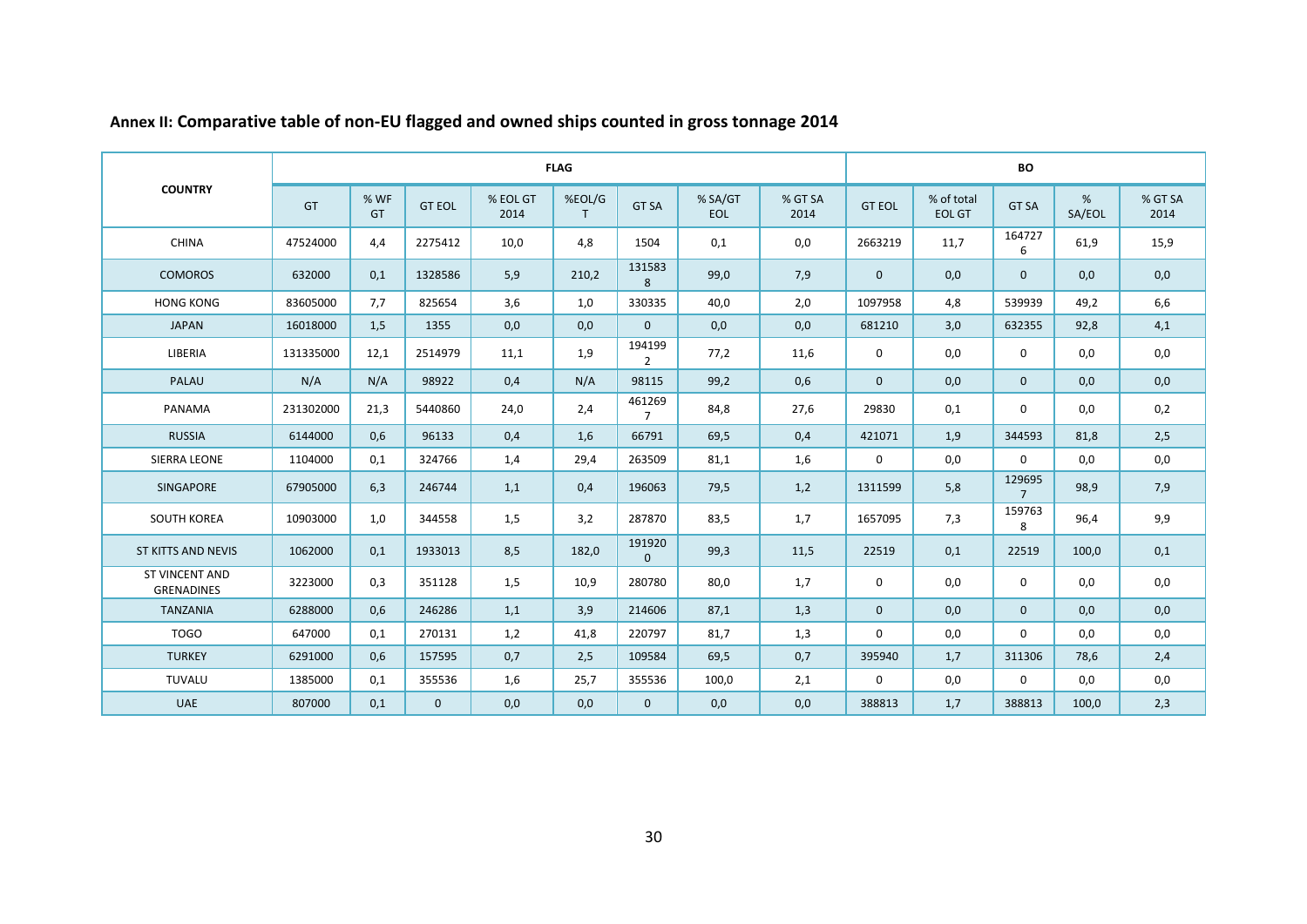## Annex II: Comparative table of non-EU flagged and owned ships counted in gross tonnage 2014

| COUNTRY | FLAG | | | | | | | | BO | | | | |
|---|---|---|---|---|---|---|---|---|---|---|---|---|---|
| | GT | % WF GT | GT EOL | % EOL GT 2014 | %EOL/GT | GT SA | % SA/GT EOL | % GT SA 2014 | GT EOL | % of total EOL GT | GT SA | % SA/EOL | % GT SA 2014 |
| CHINA | 47524000 | 4,4 | 2275412 | 10,0 | 4,8 | 1504 | 0,1 | 0,0 | 2663219 | 11,7 | 1647276 | 61,9 | 15,9 |
| COMOROS | 632000 | 0,1 | 1328586 | 5,9 | 210,2 | 1315838 | 99,0 | 7,9 | 0 | 0,0 | 0 | 0,0 | 0,0 |
| HONG KONG | 83605000 | 7,7 | 825654 | 3,6 | 1,0 | 330335 | 40,0 | 2,0 | 1097958 | 4,8 | 539939 | 49,2 | 6,6 |
| JAPAN | 16018000 | 1,5 | 1355 | 0,0 | 0,0 | 0 | 0,0 | 0,0 | 681210 | 3,0 | 632355 | 92,8 | 4,1 |
| LIBERIA | 131335000 | 12,1 | 2514979 | 11,1 | 1,9 | 1941992 | 77,2 | 11,6 | 0 | 0,0 | 0 | 0,0 | 0,0 |
| PALAU | N/A | N/A | 98922 | 0,4 | N/A | 98115 | 99,2 | 0,6 | 0 | 0,0 | 0 | 0,0 | 0,0 |
| PANAMA | 231302000 | 21,3 | 5440860 | 24,0 | 2,4 | 4612697 | 84,8 | 27,6 | 29830 | 0,1 | 0 | 0,0 | 0,2 |
| RUSSIA | 6144000 | 0,6 | 96133 | 0,4 | 1,6 | 66791 | 69,5 | 0,4 | 421071 | 1,9 | 344593 | 81,8 | 2,5 |
| SIERRA LEONE | 1104000 | 0,1 | 324766 | 1,4 | 29,4 | 263509 | 81,1 | 1,6 | 0 | 0,0 | 0 | 0,0 | 0,0 |
| SINGAPORE | 67905000 | 6,3 | 246744 | 1,1 | 0,4 | 196063 | 79,5 | 1,2 | 1311599 | 5,8 | 1296957 | 98,9 | 7,9 |
| SOUTH KOREA | 10903000 | 1,0 | 344558 | 1,5 | 3,2 | 287870 | 83,5 | 1,7 | 1657095 | 7,3 | 1597638 | 96,4 | 9,9 |
| ST KITTS AND NEVIS | 1062000 | 0,1 | 1933013 | 8,5 | 182,0 | 1919200 | 99,3 | 11,5 | 22519 | 0,1 | 22519 | 100,0 | 0,1 |
| ST VINCENT AND GRENADINES | 3223000 | 0,3 | 351128 | 1,5 | 10,9 | 280780 | 80,0 | 1,7 | 0 | 0,0 | 0 | 0,0 | 0,0 |
| TANZANIA | 6288000 | 0,6 | 246286 | 1,1 | 3,9 | 214606 | 87,1 | 1,3 | 0 | 0,0 | 0 | 0,0 | 0,0 |
| TOGO | 647000 | 0,1 | 270131 | 1,2 | 41,8 | 220797 | 81,7 | 1,3 | 0 | 0,0 | 0 | 0,0 | 0,0 |
| TURKEY | 6291000 | 0,6 | 157595 | 0,7 | 2,5 | 109584 | 69,5 | 0,7 | 395940 | 1,7 | 311306 | 78,6 | 2,4 |
| TUVALU | 1385000 | 0,1 | 355536 | 1,6 | 25,7 | 355536 | 100,0 | 2,1 | 0 | 0,0 | 0 | 0,0 | 0,0 |
| UAE | 807000 | 0,1 | 0 | 0,0 | 0,0 | 0 | 0,0 | 0,0 | 388813 | 1,7 | 388813 | 100,0 | 2,3 |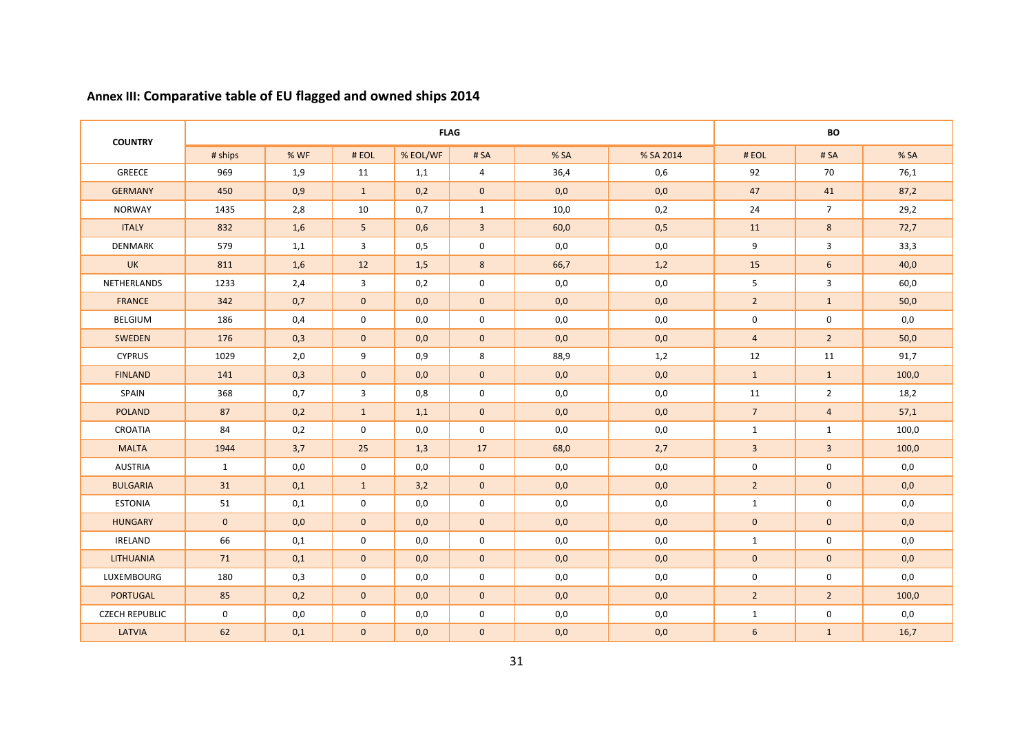## Annex III: Comparative table of EU flagged and owned ships 2014

| COUNTRY | FLAG | | | | | | | BO | | |
|---|---|---|---|---|---|---|---|---|---|---|
| | # ships | % WF | # EOL | % EOL/WF | # SA | % SA | % SA 2014 | # EOL | # SA | % SA |
| GREECE | 969 | 1,9 | 11 | 1,1 | 4 | 36,4 | 0,6 | 92 | 70 | 76,1 |
| GERMANY | 450 | 0,9 | 1 | 0,2 | 0 | 0,0 | 0,0 | 47 | 41 | 87,2 |
| NORWAY | 1435 | 2,8 | 10 | 0,7 | 1 | 10,0 | 0,2 | 24 | 7 | 29,2 |
| ITALY | 832 | 1,6 | 5 | 0,6 | 3 | 60,0 | 0,5 | 11 | 8 | 72,7 |
| DENMARK | 579 | 1,1 | 3 | 0,5 | 0 | 0,0 | 0,0 | 9 | 3 | 33,3 |
| UK | 811 | 1,6 | 12 | 1,5 | 8 | 66,7 | 1,2 | 15 | 6 | 40,0 |
| NETHERLANDS | 1233 | 2,4 | 3 | 0,2 | 0 | 0,0 | 0,0 | 5 | 3 | 60,0 |
| FRANCE | 342 | 0,7 | 0 | 0,0 | 0 | 0,0 | 0,0 | 2 | 1 | 50,0 |
| BELGIUM | 186 | 0,4 | 0 | 0,0 | 0 | 0,0 | 0,0 | 0 | 0 | 0,0 |
| SWEDEN | 176 | 0,3 | 0 | 0,0 | 0 | 0,0 | 0,0 | 4 | 2 | 50,0 |
| CYPRUS | 1029 | 2,0 | 9 | 0,9 | 8 | 88,9 | 1,2 | 12 | 11 | 91,7 |
| FINLAND | 141 | 0,3 | 0 | 0,0 | 0 | 0,0 | 0,0 | 1 | 1 | 100,0 |
| SPAIN | 368 | 0,7 | 3 | 0,8 | 0 | 0,0 | 0,0 | 11 | 2 | 18,2 |
| POLAND | 87 | 0,2 | 1 | 1,1 | 0 | 0,0 | 0,0 | 7 | 4 | 57,1 |
| CROATIA | 84 | 0,2 | 0 | 0,0 | 0 | 0,0 | 0,0 | 1 | 1 | 100,0 |
| MALTA | 1944 | 3,7 | 25 | 1,3 | 17 | 68,0 | 2,7 | 3 | 3 | 100,0 |
| AUSTRIA | 1 | 0,0 | 0 | 0,0 | 0 | 0,0 | 0,0 | 0 | 0 | 0,0 |
| BULGARIA | 31 | 0,1 | 1 | 3,2 | 0 | 0,0 | 0,0 | 2 | 0 | 0,0 |
| ESTONIA | 51 | 0,1 | 0 | 0,0 | 0 | 0,0 | 0,0 | 1 | 0 | 0,0 |
| HUNGARY | 0 | 0,0 | 0 | 0,0 | 0 | 0,0 | 0,0 | 0 | 0 | 0,0 |
| IRELAND | 66 | 0,1 | 0 | 0,0 | 0 | 0,0 | 0,0 | 1 | 0 | 0,0 |
| LITHUANIA | 71 | 0,1 | 0 | 0,0 | 0 | 0,0 | 0,0 | 0 | 0 | 0,0 |
| LUXEMBOURG | 180 | 0,3 | 0 | 0,0 | 0 | 0,0 | 0,0 | 0 | 0 | 0,0 |
| PORTUGAL | 85 | 0,2 | 0 | 0,0 | 0 | 0,0 | 0,0 | 2 | 2 | 100,0 |
| CZECH REPUBLIC | 0 | 0,0 | 0 | 0,0 | 0 | 0,0 | 0,0 | 1 | 0 | 0,0 |
| LATVIA | 62 | 0,1 | 0 | 0,0 | 0 | 0,0 | 0,0 | 6 | 1 | 16,7 |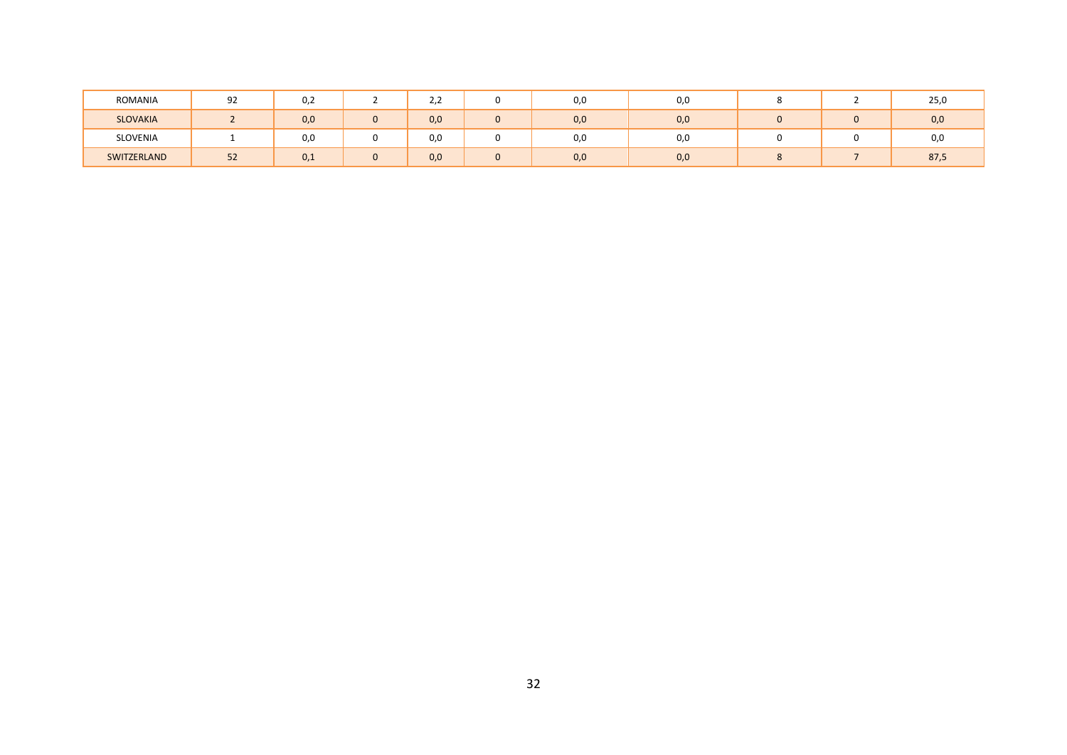| | | | | | | | | | |
|---|---|---|---|---|---|---|---|---|---|
| ROMANIA | 92 | 0,2 | 2 | 2,2 | 0 | 0,0 | 0,0 | 8 | 2 | 25,0 |
| SLOVAKIA | 2 | 0,0 | 0 | 0,0 | 0 | 0,0 | 0,0 | 0 | 0 | 0,0 |
| SLOVENIA | 1 | 0,0 | 0 | 0,0 | 0 | 0,0 | 0,0 | 0 | 0 | 0,0 |
| SWITZERLAND | 52 | 0,1 | 0 | 0,0 | 0 | 0,0 | 0,0 | 8 | 7 | 87,5 |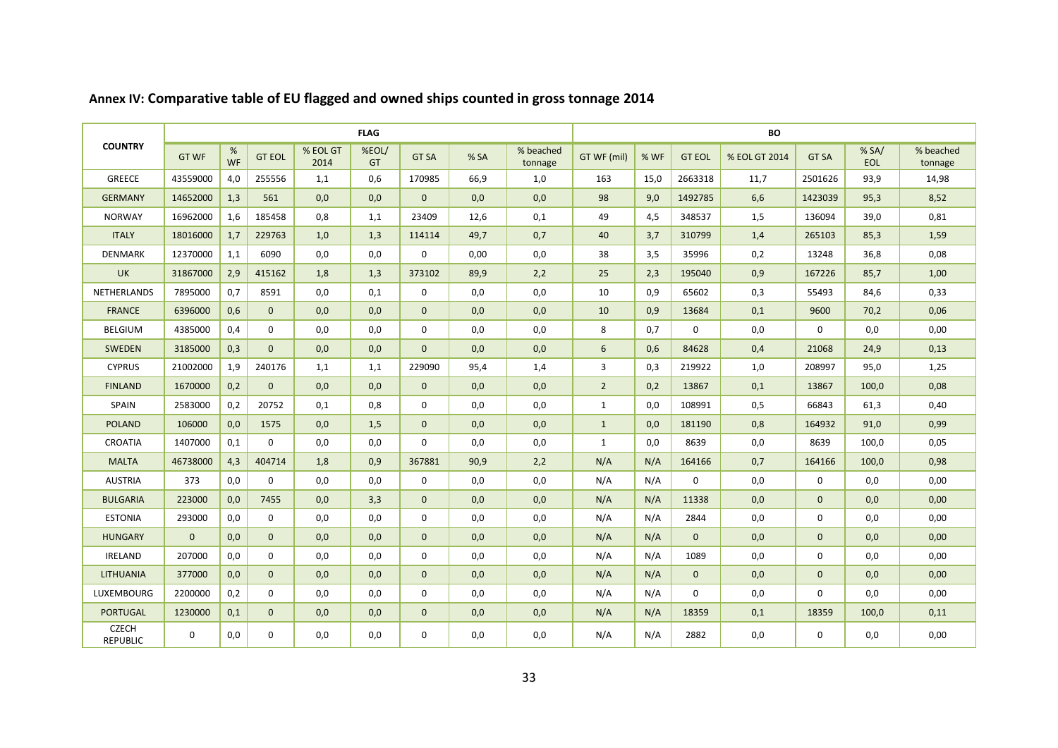## Annex IV: Comparative table of EU flagged and owned ships counted in gross tonnage 2014

| COUNTRY | FLAG | | | | | | | | BO | | | | | | |
|---|---|---|---|---|---|---|---|---|---|---|---|---|---|---|---|
| | GT WF | % WF | GT EOL | % EOL GT 2014 | %EOL/ GT | GT SA | % SA | % beached tonnage | GT WF (mil) | % WF | GT EOL | % EOL GT 2014 | GT SA | % SA/ EOL | % beached tonnage |
| GREECE | 43559000 | 4,0 | 255556 | 1,1 | 0,6 | 170985 | 66,9 | 1,0 | 163 | 15,0 | 2663318 | 11,7 | 2501626 | 93,9 | 14,98 |
| GERMANY | 14652000 | 1,3 | 561 | 0,0 | 0,0 | 0 | 0,0 | 0,0 | 98 | 9,0 | 1492785 | 6,6 | 1423039 | 95,3 | 8,52 |
| NORWAY | 16962000 | 1,6 | 185458 | 0,8 | 1,1 | 23409 | 12,6 | 0,1 | 49 | 4,5 | 348537 | 1,5 | 136094 | 39,0 | 0,81 |
| ITALY | 18016000 | 1,7 | 229763 | 1,0 | 1,3 | 114114 | 49,7 | 0,7 | 40 | 3,7 | 310799 | 1,4 | 265103 | 85,3 | 1,59 |
| DENMARK | 12370000 | 1,1 | 6090 | 0,0 | 0,0 | 0 | 0,00 | 0,0 | 38 | 3,5 | 35996 | 0,2 | 13248 | 36,8 | 0,08 |
| UK | 31867000 | 2,9 | 415162 | 1,8 | 1,3 | 373102 | 89,9 | 2,2 | 25 | 2,3 | 195040 | 0,9 | 167226 | 85,7 | 1,00 |
| NETHERLANDS | 7895000 | 0,7 | 8591 | 0,0 | 0,1 | 0 | 0,0 | 0,0 | 10 | 0,9 | 65602 | 0,3 | 55493 | 84,6 | 0,33 |
| FRANCE | 6396000 | 0,6 | 0 | 0,0 | 0,0 | 0 | 0,0 | 0,0 | 10 | 0,9 | 13684 | 0,1 | 9600 | 70,2 | 0,06 |
| BELGIUM | 4385000 | 0,4 | 0 | 0,0 | 0,0 | 0 | 0,0 | 0,0 | 8 | 0,7 | 0 | 0,0 | 0 | 0,0 | 0,00 |
| SWEDEN | 3185000 | 0,3 | 0 | 0,0 | 0,0 | 0 | 0,0 | 0,0 | 6 | 0,6 | 84628 | 0,4 | 21068 | 24,9 | 0,13 |
| CYPRUS | 21002000 | 1,9 | 240176 | 1,1 | 1,1 | 229090 | 95,4 | 1,4 | 3 | 0,3 | 219922 | 1,0 | 208997 | 95,0 | 1,25 |
| FINLAND | 1670000 | 0,2 | 0 | 0,0 | 0,0 | 0 | 0,0 | 0,0 | 2 | 0,2 | 13867 | 0,1 | 13867 | 100,0 | 0,08 |
| SPAIN | 2583000 | 0,2 | 20752 | 0,1 | 0,8 | 0 | 0,0 | 0,0 | 1 | 0,0 | 108991 | 0,5 | 66843 | 61,3 | 0,40 |
| POLAND | 106000 | 0,0 | 1575 | 0,0 | 1,5 | 0 | 0,0 | 0,0 | 1 | 0,0 | 181190 | 0,8 | 164932 | 91,0 | 0,99 |
| CROATIA | 1407000 | 0,1 | 0 | 0,0 | 0,0 | 0 | 0,0 | 0,0 | 1 | 0,0 | 8639 | 0,0 | 8639 | 100,0 | 0,05 |
| MALTA | 46738000 | 4,3 | 404714 | 1,8 | 0,9 | 367881 | 90,9 | 2,2 | N/A | N/A | 164166 | 0,7 | 164166 | 100,0 | 0,98 |
| AUSTRIA | 373 | 0,0 | 0 | 0,0 | 0,0 | 0 | 0,0 | 0,0 | N/A | N/A | 0 | 0,0 | 0 | 0,0 | 0,00 |
| BULGARIA | 223000 | 0,0 | 7455 | 0,0 | 3,3 | 0 | 0,0 | 0,0 | N/A | N/A | 11338 | 0,0 | 0 | 0,0 | 0,00 |
| ESTONIA | 293000 | 0,0 | 0 | 0,0 | 0,0 | 0 | 0,0 | 0,0 | N/A | N/A | 2844 | 0,0 | 0 | 0,0 | 0,00 |
| HUNGARY | 0 | 0,0 | 0 | 0,0 | 0,0 | 0 | 0,0 | 0,0 | N/A | N/A | 0 | 0,0 | 0 | 0,0 | 0,00 |
| IRELAND | 207000 | 0,0 | 0 | 0,0 | 0,0 | 0 | 0,0 | 0,0 | N/A | N/A | 1089 | 0,0 | 0 | 0,0 | 0,00 |
| LITHUANIA | 377000 | 0,0 | 0 | 0,0 | 0,0 | 0 | 0,0 | 0,0 | N/A | N/A | 0 | 0,0 | 0 | 0,0 | 0,00 |
| LUXEMBOURG | 2200000 | 0,2 | 0 | 0,0 | 0,0 | 0 | 0,0 | 0,0 | N/A | N/A | 0 | 0,0 | 0 | 0,0 | 0,00 |
| PORTUGAL | 1230000 | 0,1 | 0 | 0,0 | 0,0 | 0 | 0,0 | 0,0 | N/A | N/A | 18359 | 0,1 | 18359 | 100,0 | 0,11 |
| CZECH REPUBLIC | 0 | 0,0 | 0 | 0,0 | 0,0 | 0 | 0,0 | 0,0 | N/A | N/A | 2882 | 0,0 | 0 | 0,0 | 0,00 |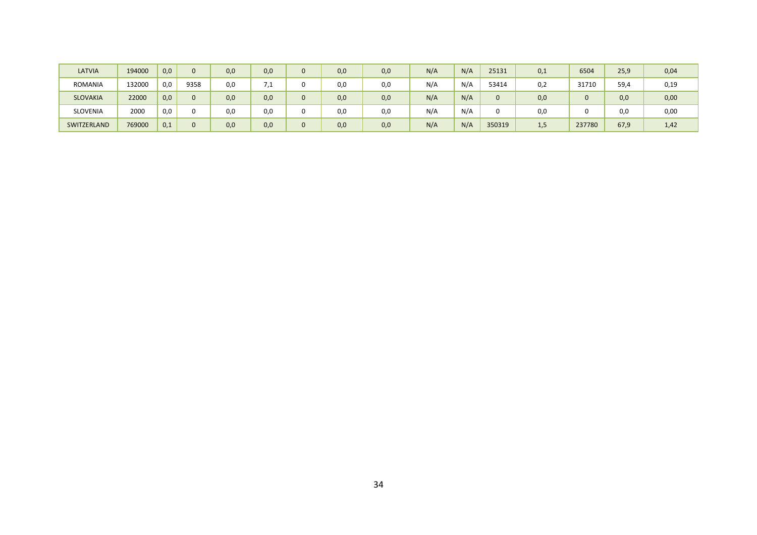| | | | | | | | | | | | | | | | |
|---|---|---|---|---|---|---|---|---|---|---|---|---|---|---|---|
| LATVIA | 194000 | 0,0 | 0 | 0,0 | 0,0 | 0 | 0,0 | 0,0 | N/A | N/A | 25131 | 0,1 | 6504 | 25,9 | 0,04 |
| ROMANIA | 132000 | 0,0 | 9358 | 0,0 | 7,1 | 0 | 0,0 | 0,0 | N/A | N/A | 53414 | 0,2 | 31710 | 59,4 | 0,19 |
| SLOVAKIA | 22000 | 0,0 | 0 | 0,0 | 0,0 | 0 | 0,0 | 0,0 | N/A | N/A | 0 | 0,0 | 0 | 0,0 | 0,00 |
| SLOVENIA | 2000 | 0,0 | 0 | 0,0 | 0,0 | 0 | 0,0 | 0,0 | N/A | N/A | 0 | 0,0 | 0 | 0,0 | 0,00 |
| SWITZERLAND | 769000 | 0,1 | 0 | 0,0 | 0,0 | 0 | 0,0 | 0,0 | N/A | N/A | 350319 | 1,5 | 237780 | 67,9 | 1,42 |